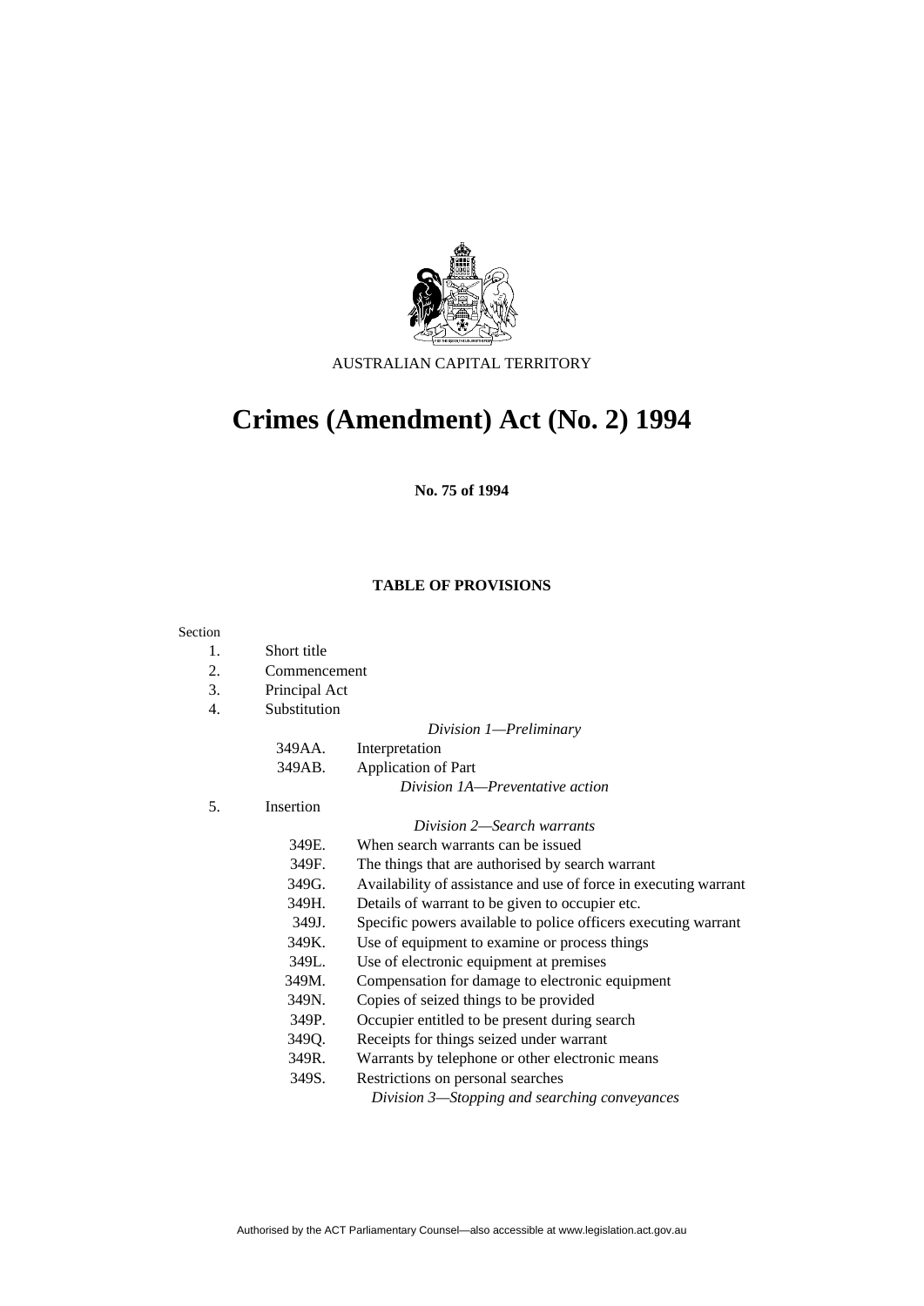AUSTRALIAN CAPITAL TERRITORY

# Crimes (Amendment) Act (No. 2) 1994

**No. 75 of 1994**

**TABLE OF PROVISIONS**

Section

1. Short title
2. Commencement
3. Principal Act
4. Substitution

*Division 1—Preliminary*

349AA. Interpretation
349AB. Application of Part

*Division 1A—Preventative action*

5. Insertion

*Division 2—Search warrants*

349E. When search warrants can be issued
349F. The things that are authorised by search warrant
349G. Availability of assistance and use of force in executing warrant
349H. Details of warrant to be given to occupier etc.
349J. Specific powers available to police officers executing warrant
349K. Use of equipment to examine or process things
349L. Use of electronic equipment at premises
349M. Compensation for damage to electronic equipment
349N. Copies of seized things to be provided
349P. Occupier entitled to be present during search
349Q. Receipts for things seized under warrant
349R. Warrants by telephone or other electronic means
349S. Restrictions on personal searches

*Division 3—Stopping and searching conveyances*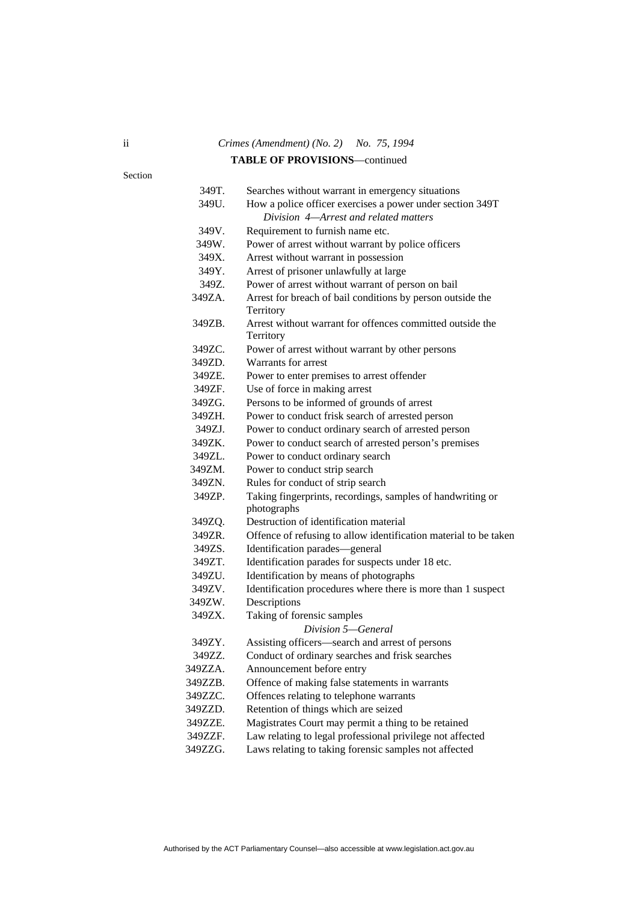**TABLE OF PROVISIONS**—continued

Section

349T. Searches without warrant in emergency situations

349U. How a police officer exercises a power under section 349T

*Division 4—Arrest and related matters*

349V. Requirement to furnish name etc.

349W. Power of arrest without warrant by police officers

349X. Arrest without warrant in possession

349Y. Arrest of prisoner unlawfully at large

349Z. Power of arrest without warrant of person on bail

349ZA. Arrest for breach of bail conditions by person outside the Territory

349ZB. Arrest without warrant for offences committed outside the Territory

349ZC. Power of arrest without warrant by other persons

349ZD. Warrants for arrest

349ZE. Power to enter premises to arrest offender

349ZF. Use of force in making arrest

349ZG. Persons to be informed of grounds of arrest

349ZH. Power to conduct frisk search of arrested person

349ZJ. Power to conduct ordinary search of arrested person

349ZK. Power to conduct search of arrested person's premises

349ZL. Power to conduct ordinary search

349ZM. Power to conduct strip search

349ZN. Rules for conduct of strip search

349ZP. Taking fingerprints, recordings, samples of handwriting or photographs

349ZQ. Destruction of identification material

349ZR. Offence of refusing to allow identification material to be taken

349ZS. Identification parades—general

349ZT. Identification parades for suspects under 18 etc.

349ZU. Identification by means of photographs

349ZV. Identification procedures where there is more than 1 suspect

349ZW. Descriptions

349ZX. Taking of forensic samples

*Division 5—General*

349ZY. Assisting officers—search and arrest of persons

349ZZ. Conduct of ordinary searches and frisk searches

349ZZA. Announcement before entry

349ZZB. Offence of making false statements in warrants

349ZZC. Offences relating to telephone warrants

349ZZD. Retention of things which are seized

349ZZE. Magistrates Court may permit a thing to be retained

349ZZF. Law relating to legal professional privilege not affected

349ZZG. Laws relating to taking forensic samples not affected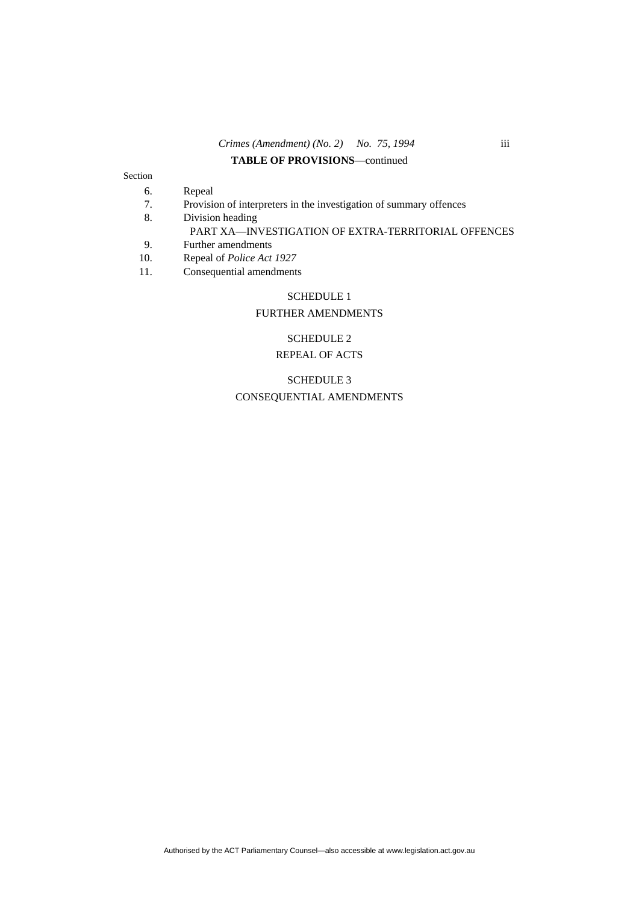**TABLE OF PROVISIONS**—continued

Section

6. Repeal
7. Provision of interpreters in the investigation of summary offences
8. Division heading

PART XA—INVESTIGATION OF EXTRA-TERRITORIAL OFFENCES

9. Further amendments
10. Repeal of *Police Act 1927*
11. Consequential amendments

SCHEDULE 1

FURTHER AMENDMENTS

SCHEDULE 2

REPEAL OF ACTS

SCHEDULE 3

CONSEQUENTIAL AMENDMENTS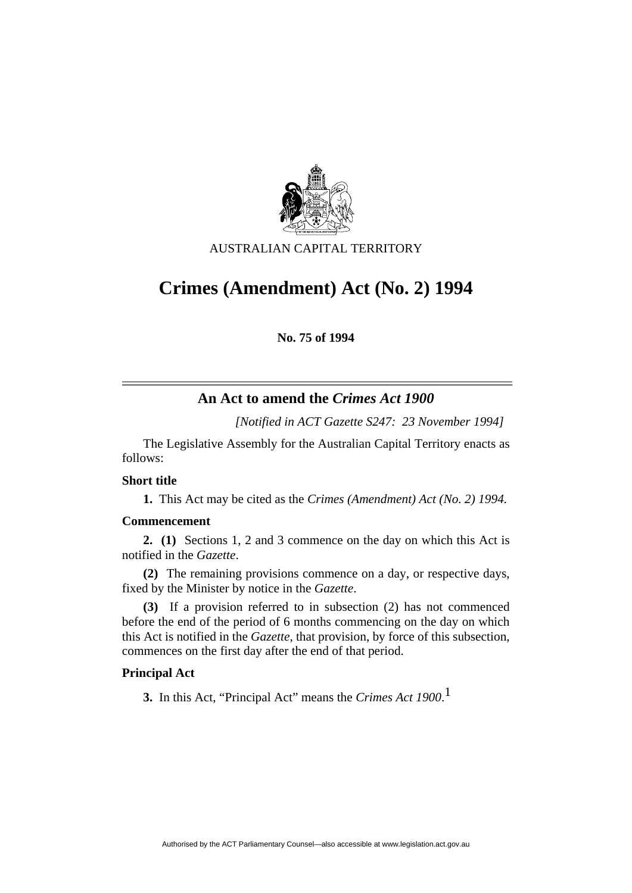AUSTRALIAN CAPITAL TERRITORY

# Crimes (Amendment) Act (No. 2) 1994

**No. 75 of 1994**

## An Act to amend the *Crimes Act 1900*

*[Notified in ACT Gazette S247: 23 November 1994]*

The Legislative Assembly for the Australian Capital Territory enacts as follows:

**Short title**

**1.** This Act may be cited as the *Crimes (Amendment) Act (No. 2) 1994.*

**Commencement**

**2. (1)** Sections 1, 2 and 3 commence on the day on which this Act is notified in the *Gazette*.

**(2)** The remaining provisions commence on a day, or respective days, fixed by the Minister by notice in the *Gazette*.

**(3)** If a provision referred to in subsection (2) has not commenced before the end of the period of 6 months commencing on the day on which this Act is notified in the *Gazette*, that provision, by force of this subsection, commences on the first day after the end of that period.

**Principal Act**

**3.** In this Act, "Principal Act" means the *Crimes Act 1900*.[1]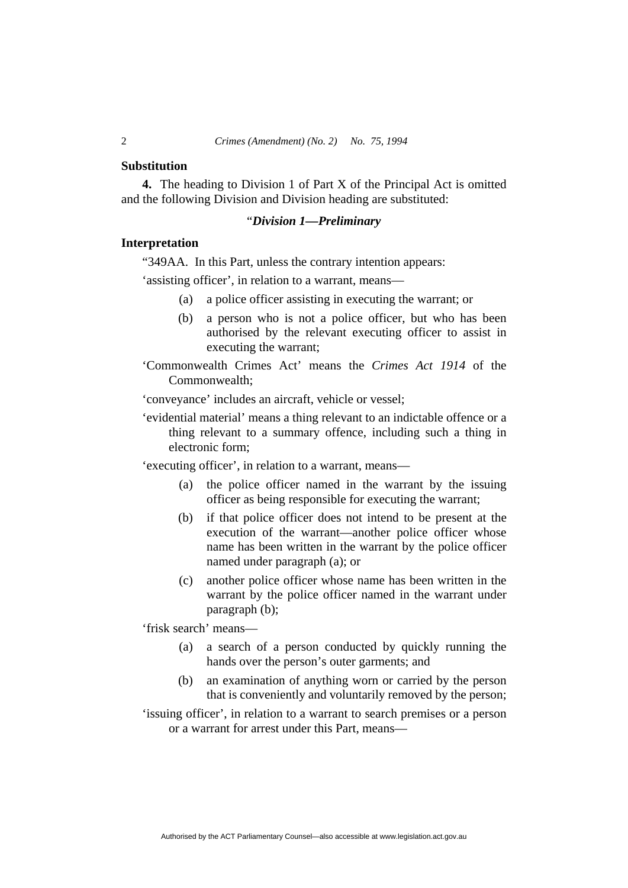**Substitution**

**4.** The heading to Division 1 of Part X of the Principal Act is omitted and the following Division and Division heading are substituted:

### "*Division 1—Preliminary*

**Interpretation**

"349AA. In this Part, unless the contrary intention appears:

'assisting officer', in relation to a warrant, means—

- (a) a police officer assisting in executing the warrant; or
- (b) a person who is not a police officer, but who has been authorised by the relevant executing officer to assist in executing the warrant;

'Commonwealth Crimes Act' means the *Crimes Act 1914* of the Commonwealth;

'conveyance' includes an aircraft, vehicle or vessel;

'evidential material' means a thing relevant to an indictable offence or a thing relevant to a summary offence, including such a thing in electronic form;

'executing officer', in relation to a warrant, means—

- (a) the police officer named in the warrant by the issuing officer as being responsible for executing the warrant;
- (b) if that police officer does not intend to be present at the execution of the warrant—another police officer whose name has been written in the warrant by the police officer named under paragraph (a); or
- (c) another police officer whose name has been written in the warrant by the police officer named in the warrant under paragraph (b);

'frisk search' means—

- (a) a search of a person conducted by quickly running the hands over the person's outer garments; and
- (b) an examination of anything worn or carried by the person that is conveniently and voluntarily removed by the person;

'issuing officer', in relation to a warrant to search premises or a person or a warrant for arrest under this Part, means—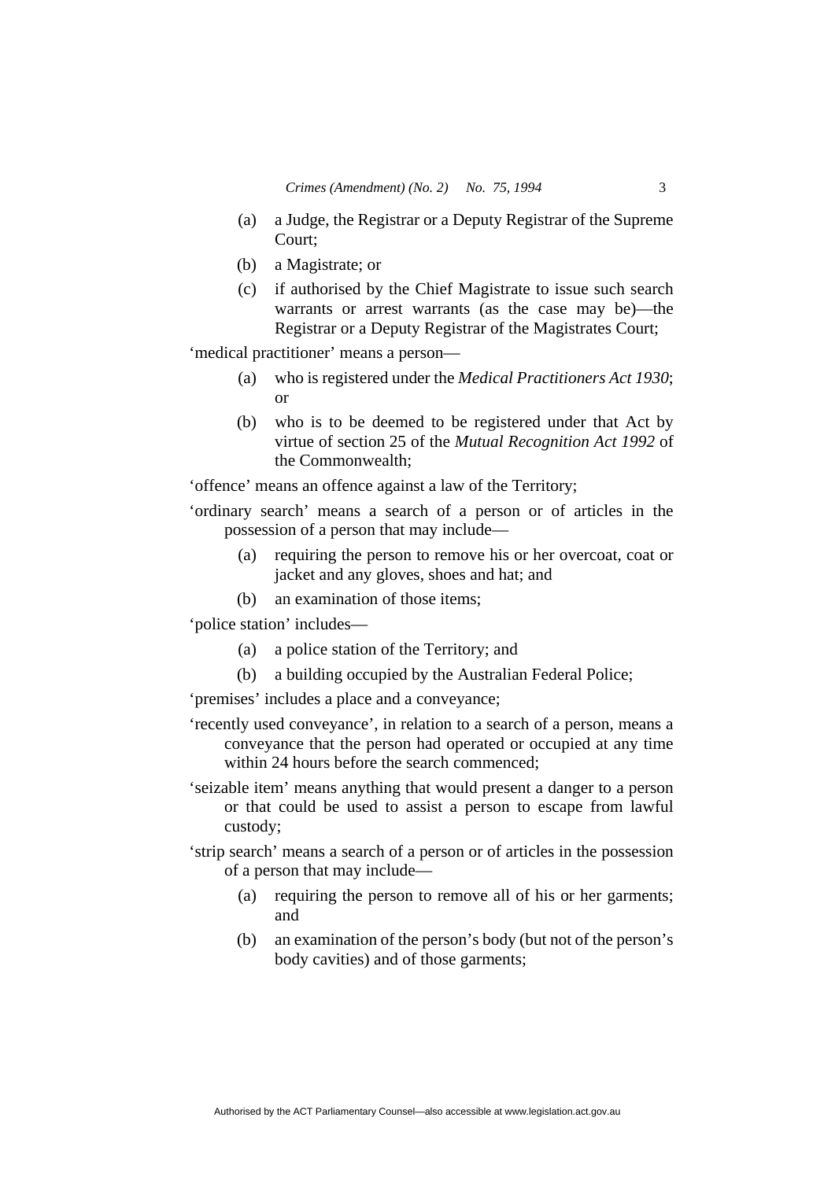(a) a Judge, the Registrar or a Deputy Registrar of the Supreme Court;

(b) a Magistrate; or

(c) if authorised by the Chief Magistrate to issue such search warrants or arrest warrants (as the case may be)—the Registrar or a Deputy Registrar of the Magistrates Court;

'medical practitioner' means a person—

(a) who is registered under the *Medical Practitioners Act 1930*; or

(b) who is to be deemed to be registered under that Act by virtue of section 25 of the *Mutual Recognition Act 1992* of the Commonwealth;

'offence' means an offence against a law of the Territory;

'ordinary search' means a search of a person or of articles in the possession of a person that may include—

(a) requiring the person to remove his or her overcoat, coat or jacket and any gloves, shoes and hat; and

(b) an examination of those items;

'police station' includes—

(a) a police station of the Territory; and

(b) a building occupied by the Australian Federal Police;

'premises' includes a place and a conveyance;

'recently used conveyance', in relation to a search of a person, means a conveyance that the person had operated or occupied at any time within 24 hours before the search commenced;

'seizable item' means anything that would present a danger to a person or that could be used to assist a person to escape from lawful custody;

'strip search' means a search of a person or of articles in the possession of a person that may include—

(a) requiring the person to remove all of his or her garments; and

(b) an examination of the person's body (but not of the person's body cavities) and of those garments;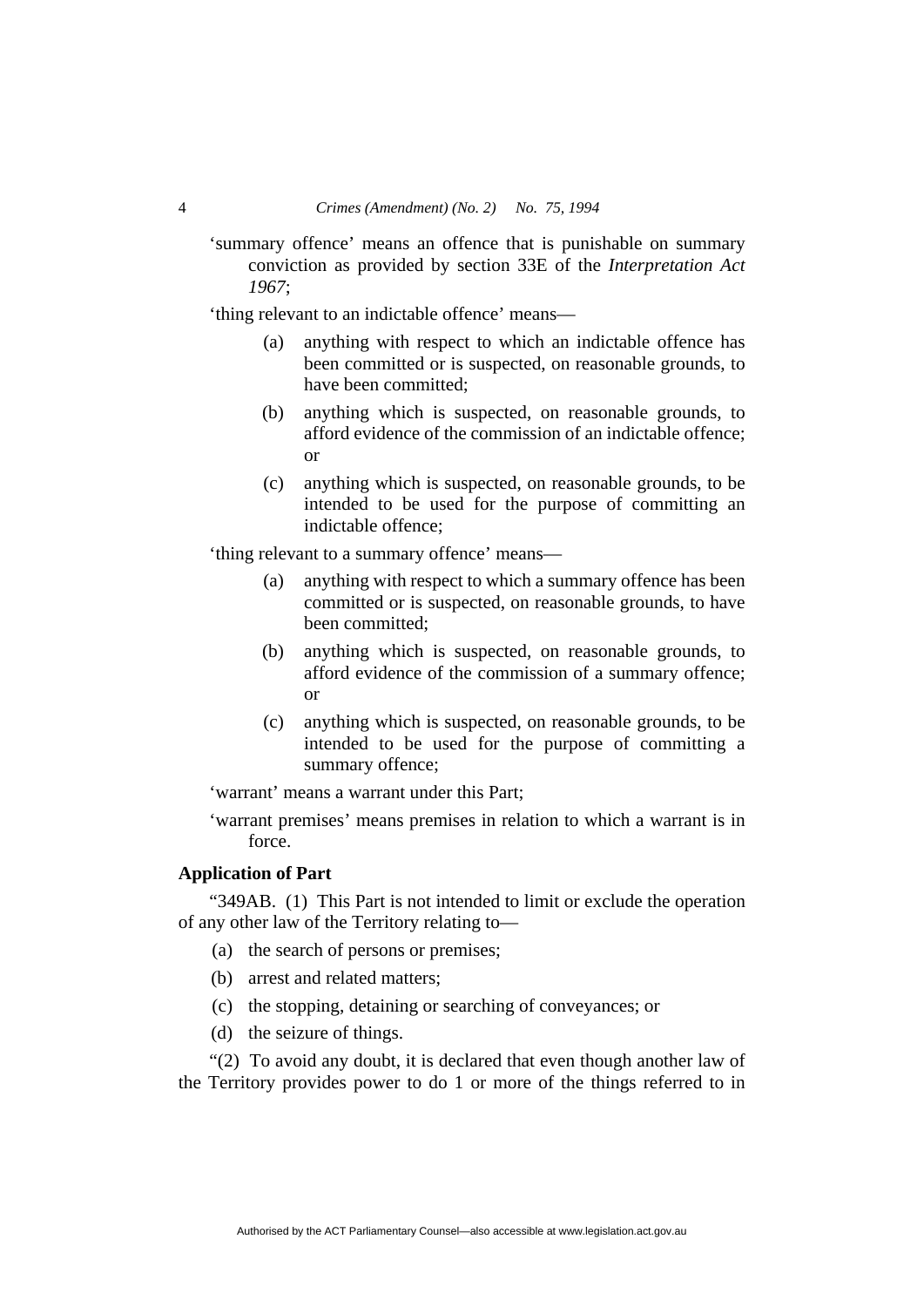'summary offence' means an offence that is punishable on summary conviction as provided by section 33E of the *Interpretation Act 1967*;

'thing relevant to an indictable offence' means—

(a) anything with respect to which an indictable offence has been committed or is suspected, on reasonable grounds, to have been committed;

(b) anything which is suspected, on reasonable grounds, to afford evidence of the commission of an indictable offence; or

(c) anything which is suspected, on reasonable grounds, to be intended to be used for the purpose of committing an indictable offence;

'thing relevant to a summary offence' means—

(a) anything with respect to which a summary offence has been committed or is suspected, on reasonable grounds, to have been committed;

(b) anything which is suspected, on reasonable grounds, to afford evidence of the commission of a summary offence; or

(c) anything which is suspected, on reasonable grounds, to be intended to be used for the purpose of committing a summary offence;

'warrant' means a warrant under this Part;

'warrant premises' means premises in relation to which a warrant is in force.

**Application of Part**

"349AB. (1) This Part is not intended to limit or exclude the operation of any other law of the Territory relating to—

(a) the search of persons or premises;

(b) arrest and related matters;

(c) the stopping, detaining or searching of conveyances; or

(d) the seizure of things.

"(2) To avoid any doubt, it is declared that even though another law of the Territory provides power to do 1 or more of the things referred to in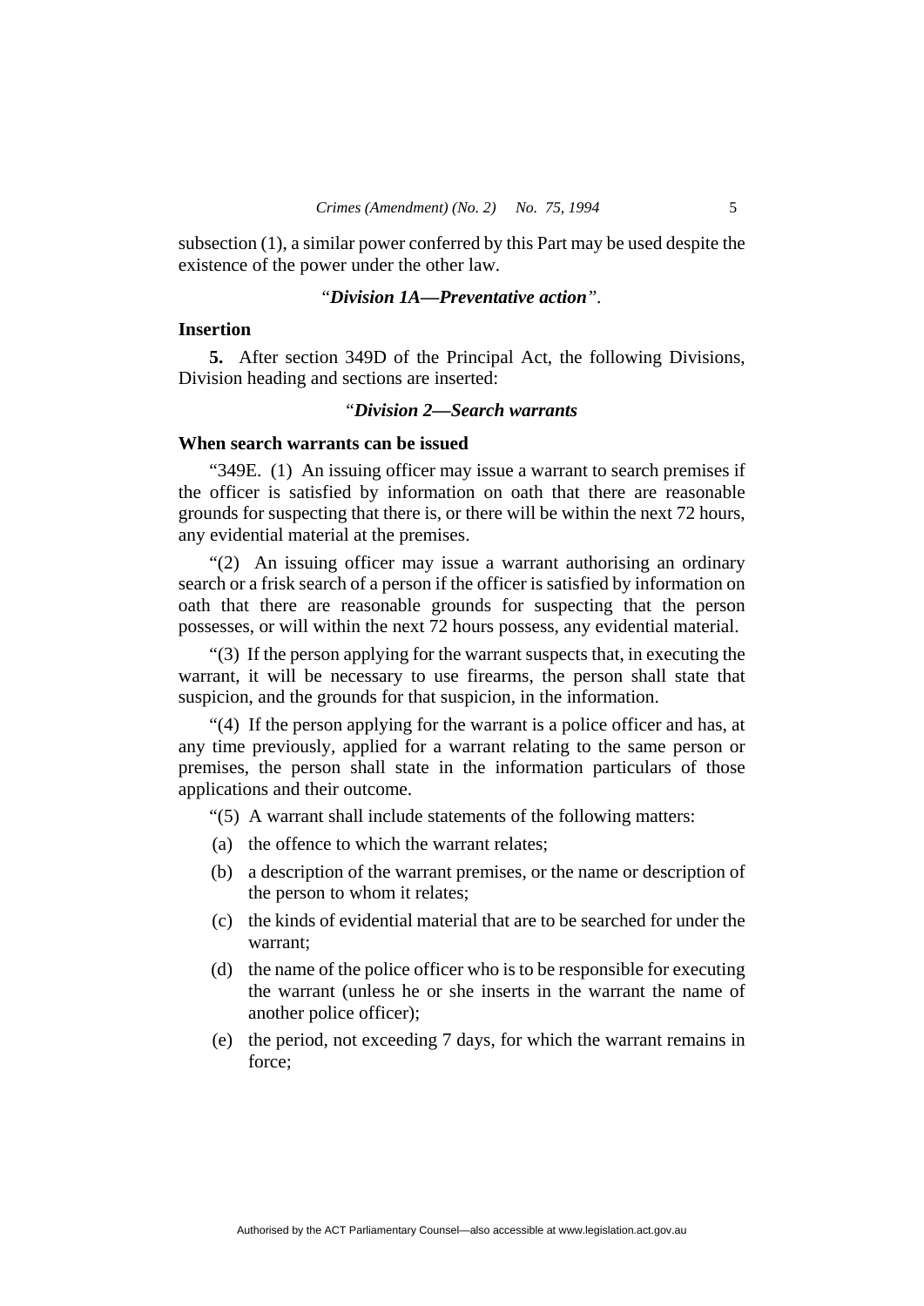subsection (1), a similar power conferred by this Part may be used despite the existence of the power under the other law.

"***Division 1A—Preventative action***".

**Insertion**

**5.** After section 349D of the Principal Act, the following Divisions, Division heading and sections are inserted:

"***Division 2—Search warrants***

**When search warrants can be issued**

"349E. (1) An issuing officer may issue a warrant to search premises if the officer is satisfied by information on oath that there are reasonable grounds for suspecting that there is, or there will be within the next 72 hours, any evidential material at the premises.

"(2) An issuing officer may issue a warrant authorising an ordinary search or a frisk search of a person if the officer is satisfied by information on oath that there are reasonable grounds for suspecting that the person possesses, or will within the next 72 hours possess, any evidential material.

"(3) If the person applying for the warrant suspects that, in executing the warrant, it will be necessary to use firearms, the person shall state that suspicion, and the grounds for that suspicion, in the information.

"(4) If the person applying for the warrant is a police officer and has, at any time previously, applied for a warrant relating to the same person or premises, the person shall state in the information particulars of those applications and their outcome.

"(5) A warrant shall include statements of the following matters:

(a) the offence to which the warrant relates;

(b) a description of the warrant premises, or the name or description of the person to whom it relates;

(c) the kinds of evidential material that are to be searched for under the warrant;

(d) the name of the police officer who is to be responsible for executing the warrant (unless he or she inserts in the warrant the name of another police officer);

(e) the period, not exceeding 7 days, for which the warrant remains in force;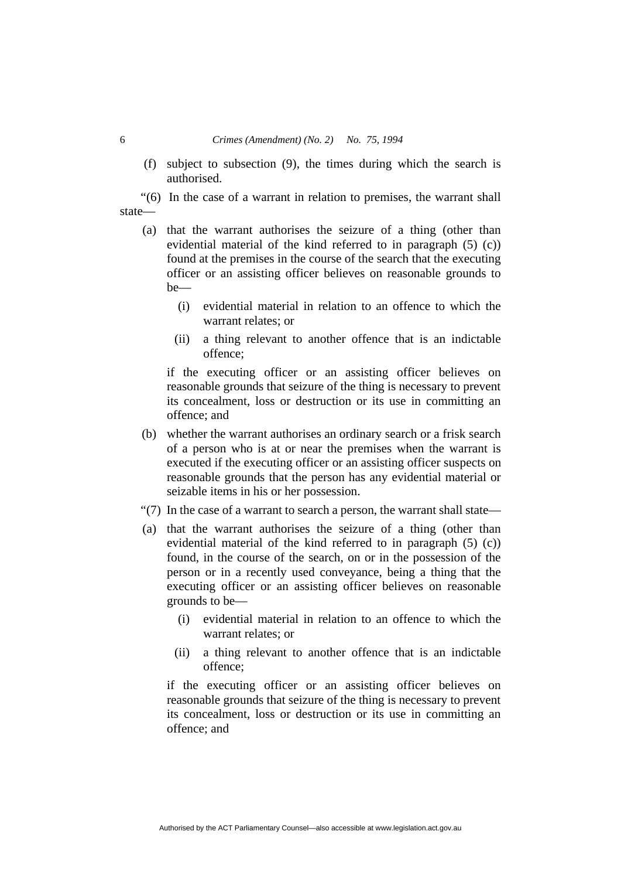(f) subject to subsection (9), the times during which the search is authorised.

"(6) In the case of a warrant in relation to premises, the warrant shall state—

(a) that the warrant authorises the seizure of a thing (other than evidential material of the kind referred to in paragraph (5) (c)) found at the premises in the course of the search that the executing officer or an assisting officer believes on reasonable grounds to be—

  (i) evidential material in relation to an offence to which the warrant relates; or

  (ii) a thing relevant to another offence that is an indictable offence;

  if the executing officer or an assisting officer believes on reasonable grounds that seizure of the thing is necessary to prevent its concealment, loss or destruction or its use in committing an offence; and

(b) whether the warrant authorises an ordinary search or a frisk search of a person who is at or near the premises when the warrant is executed if the executing officer or an assisting officer suspects on reasonable grounds that the person has any evidential material or seizable items in his or her possession.

"(7) In the case of a warrant to search a person, the warrant shall state—

(a) that the warrant authorises the seizure of a thing (other than evidential material of the kind referred to in paragraph (5) (c)) found, in the course of the search, on or in the possession of the person or in a recently used conveyance, being a thing that the executing officer or an assisting officer believes on reasonable grounds to be—

  (i) evidential material in relation to an offence to which the warrant relates; or

  (ii) a thing relevant to another offence that is an indictable offence;

  if the executing officer or an assisting officer believes on reasonable grounds that seizure of the thing is necessary to prevent its concealment, loss or destruction or its use in committing an offence; and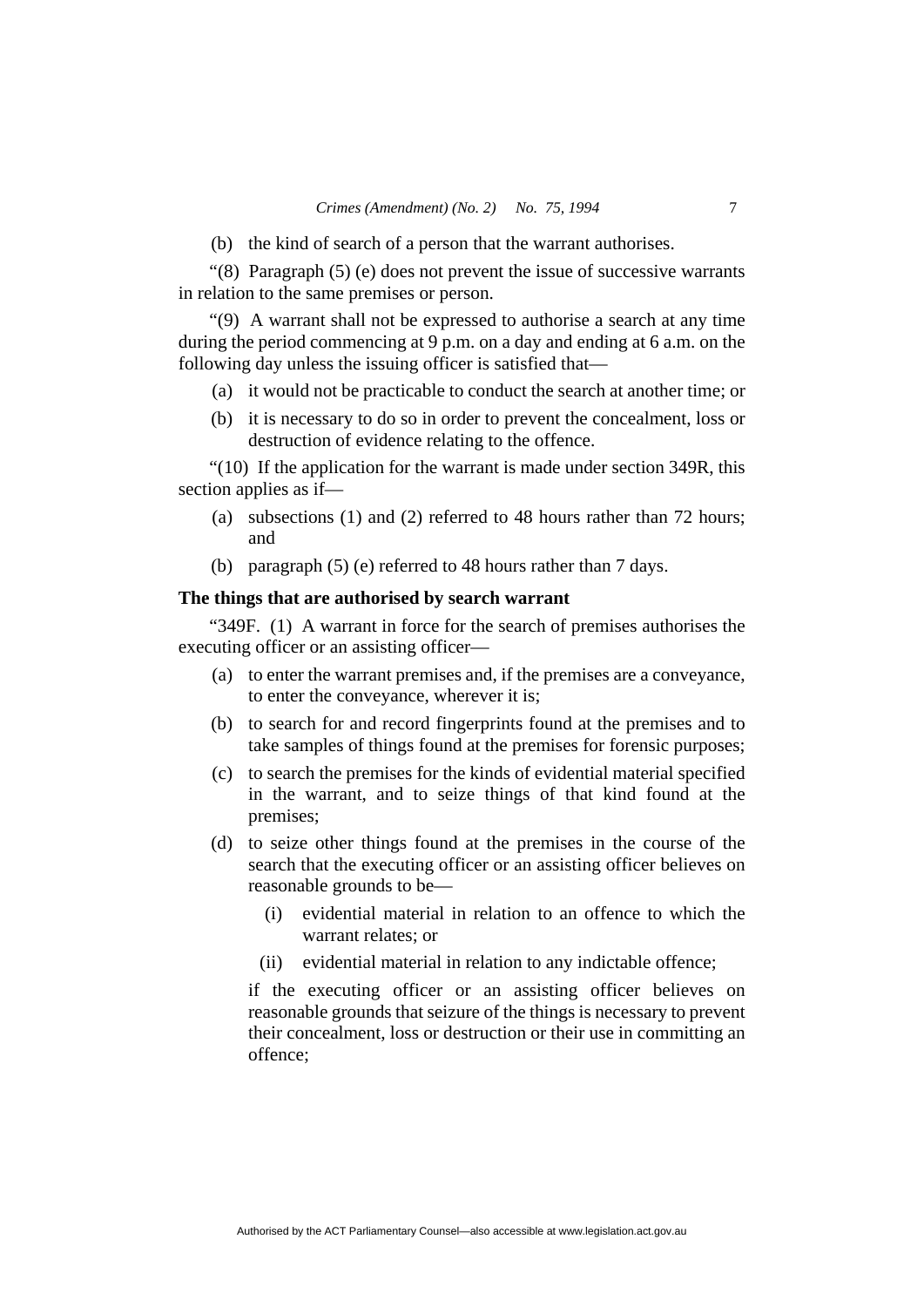(b) the kind of search of a person that the warrant authorises.

"(8) Paragraph (5) (e) does not prevent the issue of successive warrants in relation to the same premises or person.

"(9) A warrant shall not be expressed to authorise a search at any time during the period commencing at 9 p.m. on a day and ending at 6 a.m. on the following day unless the issuing officer is satisfied that—

(a) it would not be practicable to conduct the search at another time; or

(b) it is necessary to do so in order to prevent the concealment, loss or destruction of evidence relating to the offence.

"(10) If the application for the warrant is made under section 349R, this section applies as if—

(a) subsections (1) and (2) referred to 48 hours rather than 72 hours; and

(b) paragraph (5) (e) referred to 48 hours rather than 7 days.

**The things that are authorised by search warrant**

"349F. (1) A warrant in force for the search of premises authorises the executing officer or an assisting officer—

(a) to enter the warrant premises and, if the premises are a conveyance, to enter the conveyance, wherever it is;

(b) to search for and record fingerprints found at the premises and to take samples of things found at the premises for forensic purposes;

(c) to search the premises for the kinds of evidential material specified in the warrant, and to seize things of that kind found at the premises;

(d) to seize other things found at the premises in the course of the search that the executing officer or an assisting officer believes on reasonable grounds to be—

(i) evidential material in relation to an offence to which the warrant relates; or

(ii) evidential material in relation to any indictable offence;

if the executing officer or an assisting officer believes on reasonable grounds that seizure of the things is necessary to prevent their concealment, loss or destruction or their use in committing an offence;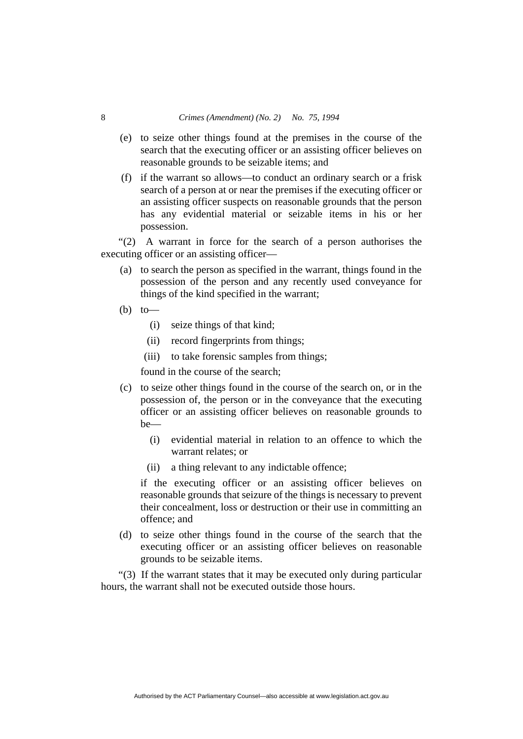(e) to seize other things found at the premises in the course of the search that the executing officer or an assisting officer believes on reasonable grounds to be seizable items; and

(f) if the warrant so allows—to conduct an ordinary search or a frisk search of a person at or near the premises if the executing officer or an assisting officer suspects on reasonable grounds that the person has any evidential material or seizable items in his or her possession.

"(2) A warrant in force for the search of a person authorises the executing officer or an assisting officer—

(a) to search the person as specified in the warrant, things found in the possession of the person and any recently used conveyance for things of the kind specified in the warrant;

(b) to—

  (i) seize things of that kind;

  (ii) record fingerprints from things;

  (iii) to take forensic samples from things;

  found in the course of the search;

(c) to seize other things found in the course of the search on, or in the possession of, the person or in the conveyance that the executing officer or an assisting officer believes on reasonable grounds to be—

  (i) evidential material in relation to an offence to which the warrant relates; or

  (ii) a thing relevant to any indictable offence;

  if the executing officer or an assisting officer believes on reasonable grounds that seizure of the things is necessary to prevent their concealment, loss or destruction or their use in committing an offence; and

(d) to seize other things found in the course of the search that the executing officer or an assisting officer believes on reasonable grounds to be seizable items.

"(3) If the warrant states that it may be executed only during particular hours, the warrant shall not be executed outside those hours.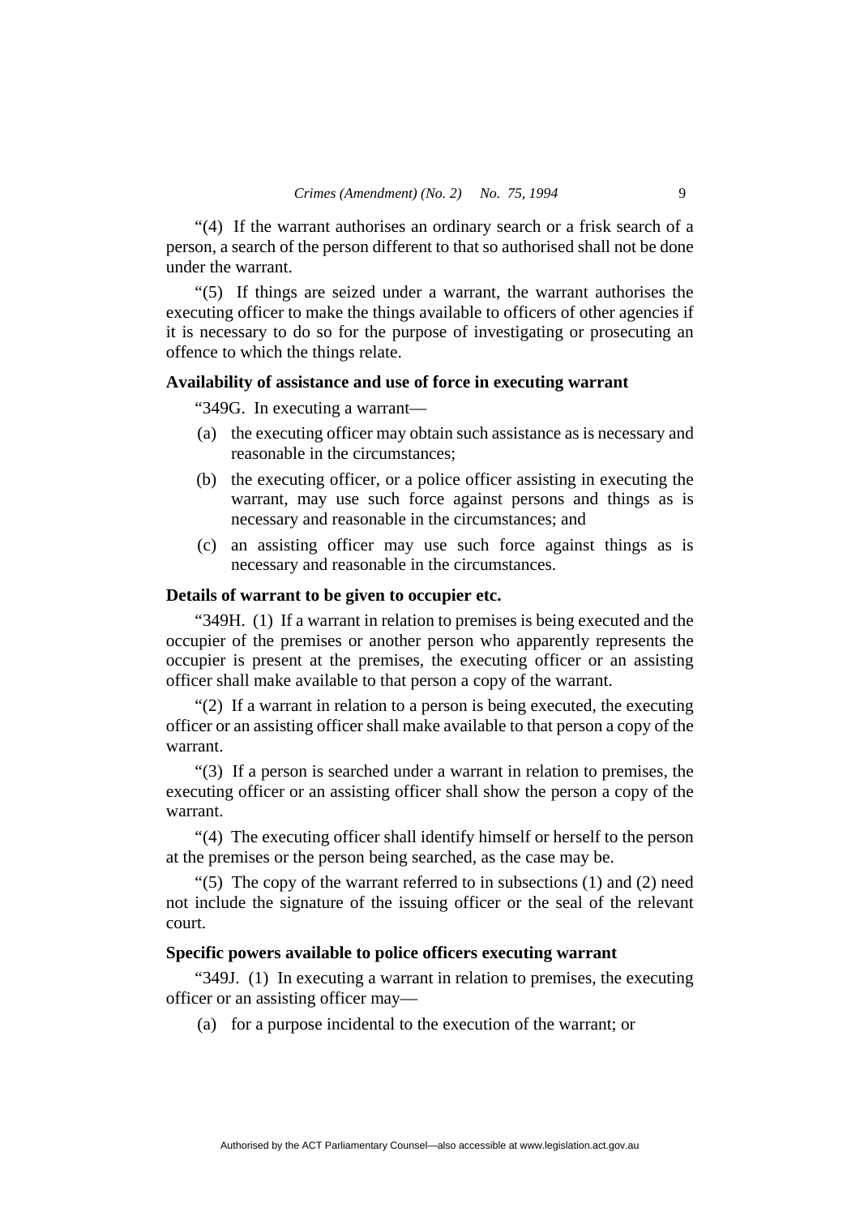"(4) If the warrant authorises an ordinary search or a frisk search of a person, a search of the person different to that so authorised shall not be done under the warrant.

"(5) If things are seized under a warrant, the warrant authorises the executing officer to make the things available to officers of other agencies if it is necessary to do so for the purpose of investigating or prosecuting an offence to which the things relate.

**Availability of assistance and use of force in executing warrant**

"349G. In executing a warrant—

(a) the executing officer may obtain such assistance as is necessary and reasonable in the circumstances;

(b) the executing officer, or a police officer assisting in executing the warrant, may use such force against persons and things as is necessary and reasonable in the circumstances; and

(c) an assisting officer may use such force against things as is necessary and reasonable in the circumstances.

**Details of warrant to be given to occupier etc.**

"349H. (1) If a warrant in relation to premises is being executed and the occupier of the premises or another person who apparently represents the occupier is present at the premises, the executing officer or an assisting officer shall make available to that person a copy of the warrant.

"(2) If a warrant in relation to a person is being executed, the executing officer or an assisting officer shall make available to that person a copy of the warrant.

"(3) If a person is searched under a warrant in relation to premises, the executing officer or an assisting officer shall show the person a copy of the warrant.

"(4) The executing officer shall identify himself or herself to the person at the premises or the person being searched, as the case may be.

"(5) The copy of the warrant referred to in subsections (1) and (2) need not include the signature of the issuing officer or the seal of the relevant court.

**Specific powers available to police officers executing warrant**

"349J. (1) In executing a warrant in relation to premises, the executing officer or an assisting officer may—

(a) for a purpose incidental to the execution of the warrant; or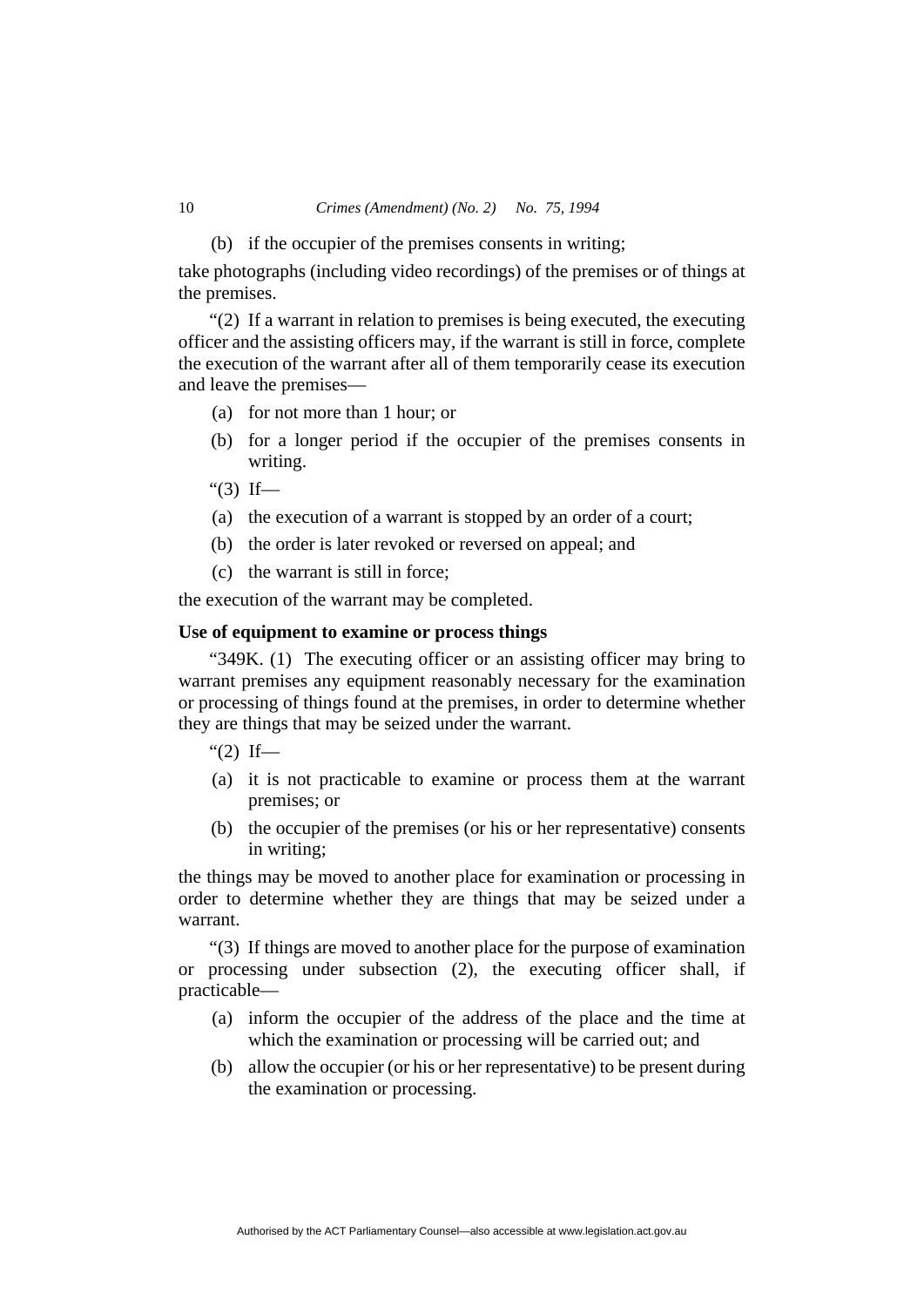(b) if the occupier of the premises consents in writing;

take photographs (including video recordings) of the premises or of things at the premises.

"(2) If a warrant in relation to premises is being executed, the executing officer and the assisting officers may, if the warrant is still in force, complete the execution of the warrant after all of them temporarily cease its execution and leave the premises—

(a) for not more than 1 hour; or

(b) for a longer period if the occupier of the premises consents in writing.

"(3) If—

(a) the execution of a warrant is stopped by an order of a court;

(b) the order is later revoked or reversed on appeal; and

(c) the warrant is still in force;

the execution of the warrant may be completed.

**Use of equipment to examine or process things**

"349K. (1) The executing officer or an assisting officer may bring to warrant premises any equipment reasonably necessary for the examination or processing of things found at the premises, in order to determine whether they are things that may be seized under the warrant.

"(2) If—

(a) it is not practicable to examine or process them at the warrant premises; or

(b) the occupier of the premises (or his or her representative) consents in writing;

the things may be moved to another place for examination or processing in order to determine whether they are things that may be seized under a warrant.

"(3) If things are moved to another place for the purpose of examination or processing under subsection (2), the executing officer shall, if practicable—

(a) inform the occupier of the address of the place and the time at which the examination or processing will be carried out; and

(b) allow the occupier (or his or her representative) to be present during the examination or processing.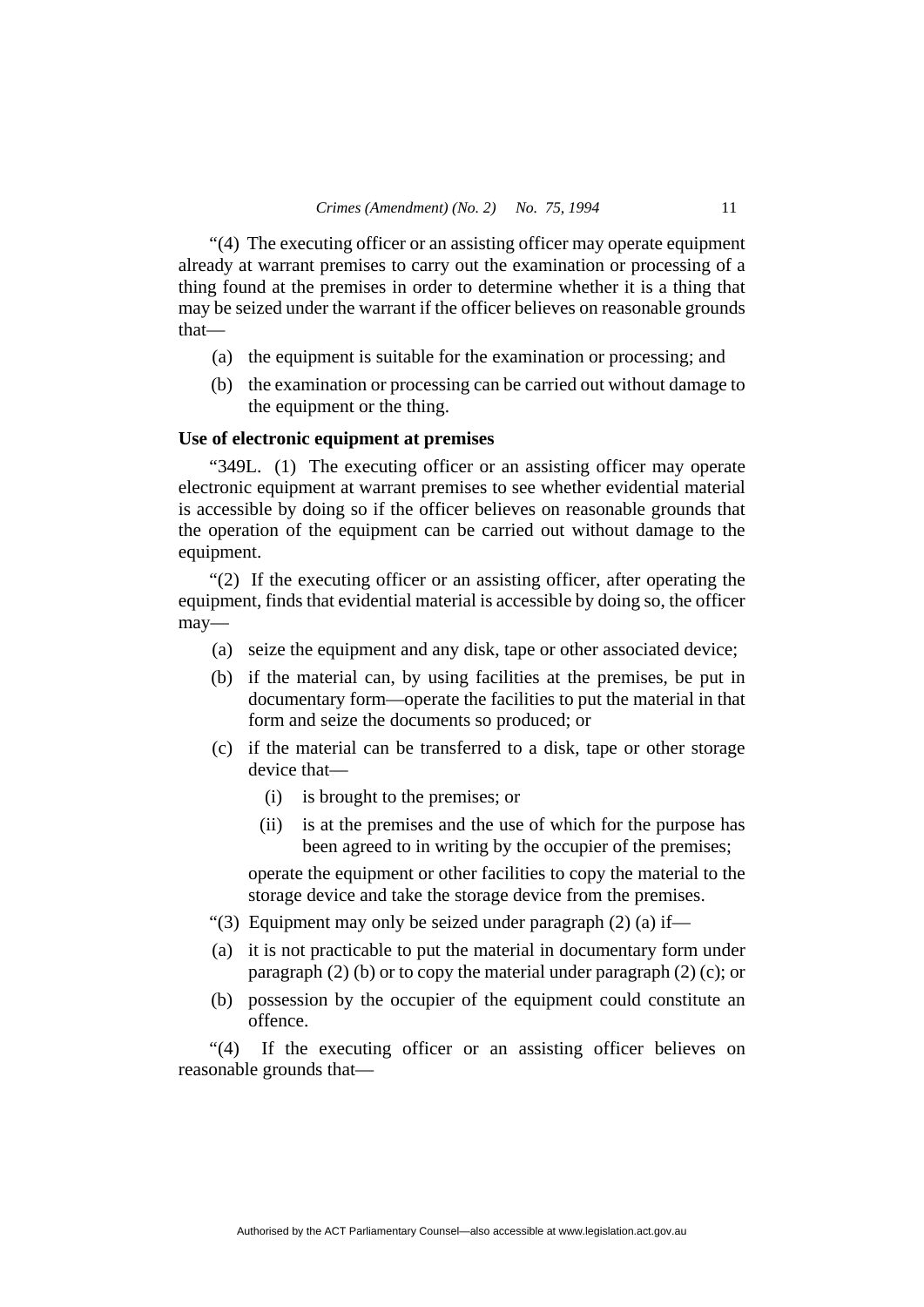"(4) The executing officer or an assisting officer may operate equipment already at warrant premises to carry out the examination or processing of a thing found at the premises in order to determine whether it is a thing that may be seized under the warrant if the officer believes on reasonable grounds that—

- (a) the equipment is suitable for the examination or processing; and
- (b) the examination or processing can be carried out without damage to the equipment or the thing.

**Use of electronic equipment at premises**

"349L. (1) The executing officer or an assisting officer may operate electronic equipment at warrant premises to see whether evidential material is accessible by doing so if the officer believes on reasonable grounds that the operation of the equipment can be carried out without damage to the equipment.

"(2) If the executing officer or an assisting officer, after operating the equipment, finds that evidential material is accessible by doing so, the officer may—

- (a) seize the equipment and any disk, tape or other associated device;
- (b) if the material can, by using facilities at the premises, be put in documentary form—operate the facilities to put the material in that form and seize the documents so produced; or
- (c) if the material can be transferred to a disk, tape or other storage device that—
  - (i) is brought to the premises; or
  - (ii) is at the premises and the use of which for the purpose has been agreed to in writing by the occupier of the premises;

  operate the equipment or other facilities to copy the material to the storage device and take the storage device from the premises.

"(3) Equipment may only be seized under paragraph (2) (a) if—

- (a) it is not practicable to put the material in documentary form under paragraph (2) (b) or to copy the material under paragraph (2) (c); or
- (b) possession by the occupier of the equipment could constitute an offence.

"(4) If the executing officer or an assisting officer believes on reasonable grounds that—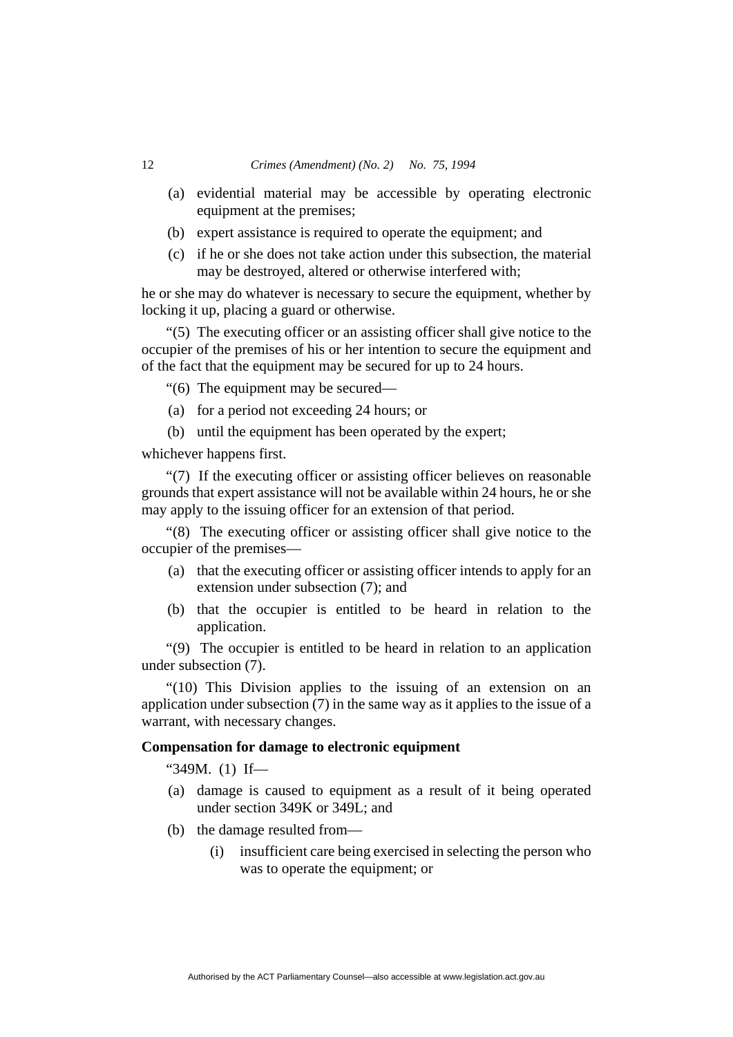(a) evidential material may be accessible by operating electronic equipment at the premises;

(b) expert assistance is required to operate the equipment; and

(c) if he or she does not take action under this subsection, the material may be destroyed, altered or otherwise interfered with;

he or she may do whatever is necessary to secure the equipment, whether by locking it up, placing a guard or otherwise.

"(5) The executing officer or an assisting officer shall give notice to the occupier of the premises of his or her intention to secure the equipment and of the fact that the equipment may be secured for up to 24 hours.

"(6) The equipment may be secured—

(a) for a period not exceeding 24 hours; or

(b) until the equipment has been operated by the expert;

whichever happens first.

"(7) If the executing officer or assisting officer believes on reasonable grounds that expert assistance will not be available within 24 hours, he or she may apply to the issuing officer for an extension of that period.

"(8) The executing officer or assisting officer shall give notice to the occupier of the premises—

(a) that the executing officer or assisting officer intends to apply for an extension under subsection (7); and

(b) that the occupier is entitled to be heard in relation to the application.

"(9) The occupier is entitled to be heard in relation to an application under subsection (7).

"(10) This Division applies to the issuing of an extension on an application under subsection (7) in the same way as it applies to the issue of a warrant, with necessary changes.

**Compensation for damage to electronic equipment**

"349M. (1) If—

(a) damage is caused to equipment as a result of it being operated under section 349K or 349L; and

(b) the damage resulted from—

(i) insufficient care being exercised in selecting the person who was to operate the equipment; or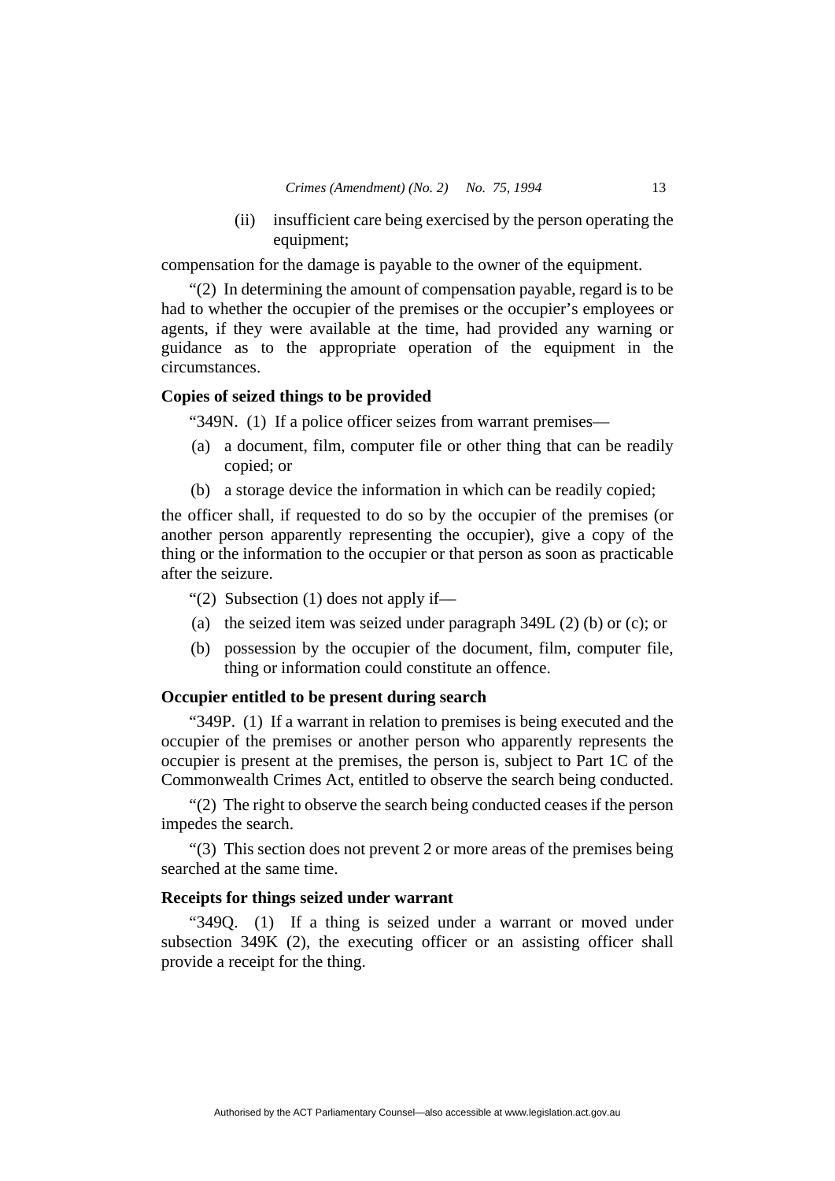(ii) insufficient care being exercised by the person operating the equipment;

compensation for the damage is payable to the owner of the equipment.

"(2) In determining the amount of compensation payable, regard is to be had to whether the occupier of the premises or the occupier's employees or agents, if they were available at the time, had provided any warning or guidance as to the appropriate operation of the equipment in the circumstances.

**Copies of seized things to be provided**

"349N. (1) If a police officer seizes from warrant premises—

(a) a document, film, computer file or other thing that can be readily copied; or

(b) a storage device the information in which can be readily copied;

the officer shall, if requested to do so by the occupier of the premises (or another person apparently representing the occupier), give a copy of the thing or the information to the occupier or that person as soon as practicable after the seizure.

"(2) Subsection (1) does not apply if—

(a) the seized item was seized under paragraph 349L (2) (b) or (c); or

(b) possession by the occupier of the document, film, computer file, thing or information could constitute an offence.

**Occupier entitled to be present during search**

"349P. (1) If a warrant in relation to premises is being executed and the occupier of the premises or another person who apparently represents the occupier is present at the premises, the person is, subject to Part 1C of the Commonwealth Crimes Act, entitled to observe the search being conducted.

"(2) The right to observe the search being conducted ceases if the person impedes the search.

"(3) This section does not prevent 2 or more areas of the premises being searched at the same time.

**Receipts for things seized under warrant**

"349Q. (1) If a thing is seized under a warrant or moved under subsection 349K (2), the executing officer or an assisting officer shall provide a receipt for the thing.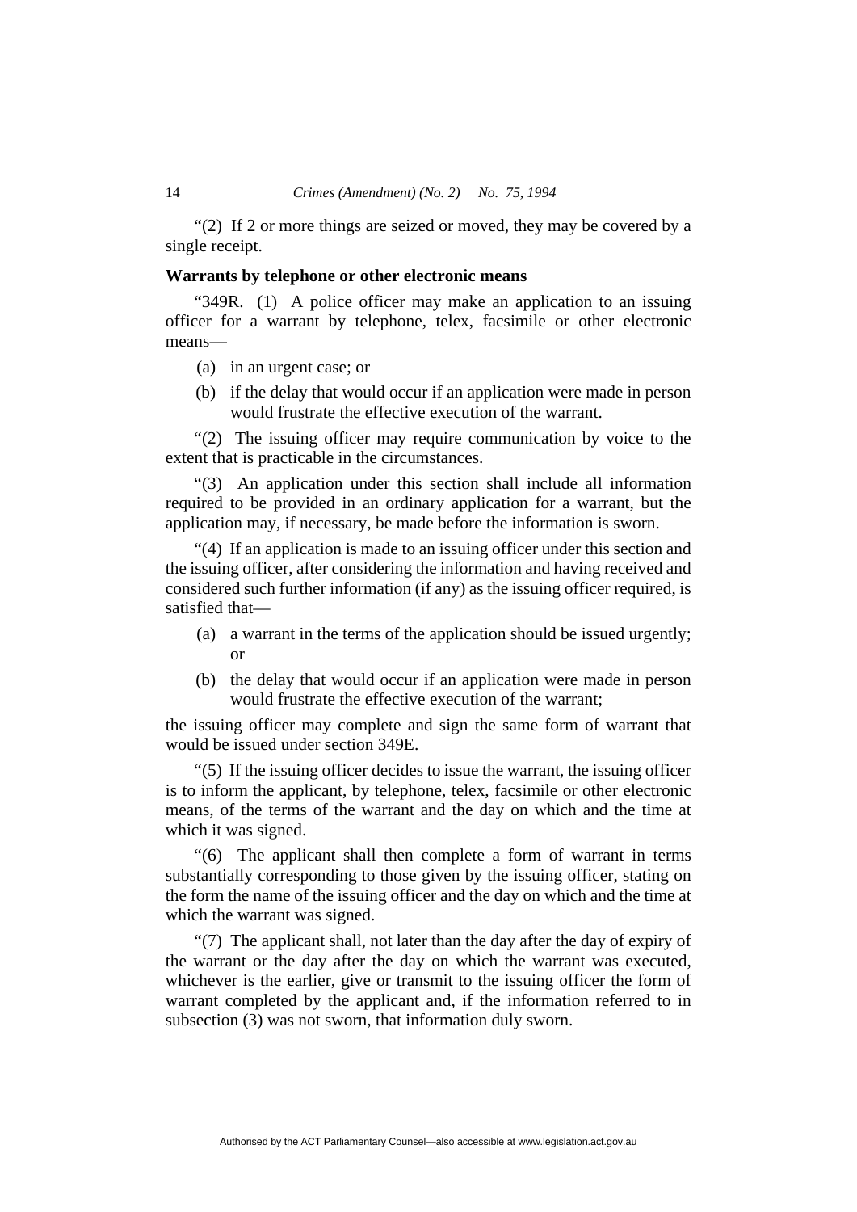"(2) If 2 or more things are seized or moved, they may be covered by a single receipt.

**Warrants by telephone or other electronic means**

"349R. (1) A police officer may make an application to an issuing officer for a warrant by telephone, telex, facsimile or other electronic means—

(a) in an urgent case; or

(b) if the delay that would occur if an application were made in person would frustrate the effective execution of the warrant.

"(2) The issuing officer may require communication by voice to the extent that is practicable in the circumstances.

"(3) An application under this section shall include all information required to be provided in an ordinary application for a warrant, but the application may, if necessary, be made before the information is sworn.

"(4) If an application is made to an issuing officer under this section and the issuing officer, after considering the information and having received and considered such further information (if any) as the issuing officer required, is satisfied that—

(a) a warrant in the terms of the application should be issued urgently; or

(b) the delay that would occur if an application were made in person would frustrate the effective execution of the warrant;

the issuing officer may complete and sign the same form of warrant that would be issued under section 349E.

"(5) If the issuing officer decides to issue the warrant, the issuing officer is to inform the applicant, by telephone, telex, facsimile or other electronic means, of the terms of the warrant and the day on which and the time at which it was signed.

"(6) The applicant shall then complete a form of warrant in terms substantially corresponding to those given by the issuing officer, stating on the form the name of the issuing officer and the day on which and the time at which the warrant was signed.

"(7) The applicant shall, not later than the day after the day of expiry of the warrant or the day after the day on which the warrant was executed, whichever is the earlier, give or transmit to the issuing officer the form of warrant completed by the applicant and, if the information referred to in subsection (3) was not sworn, that information duly sworn.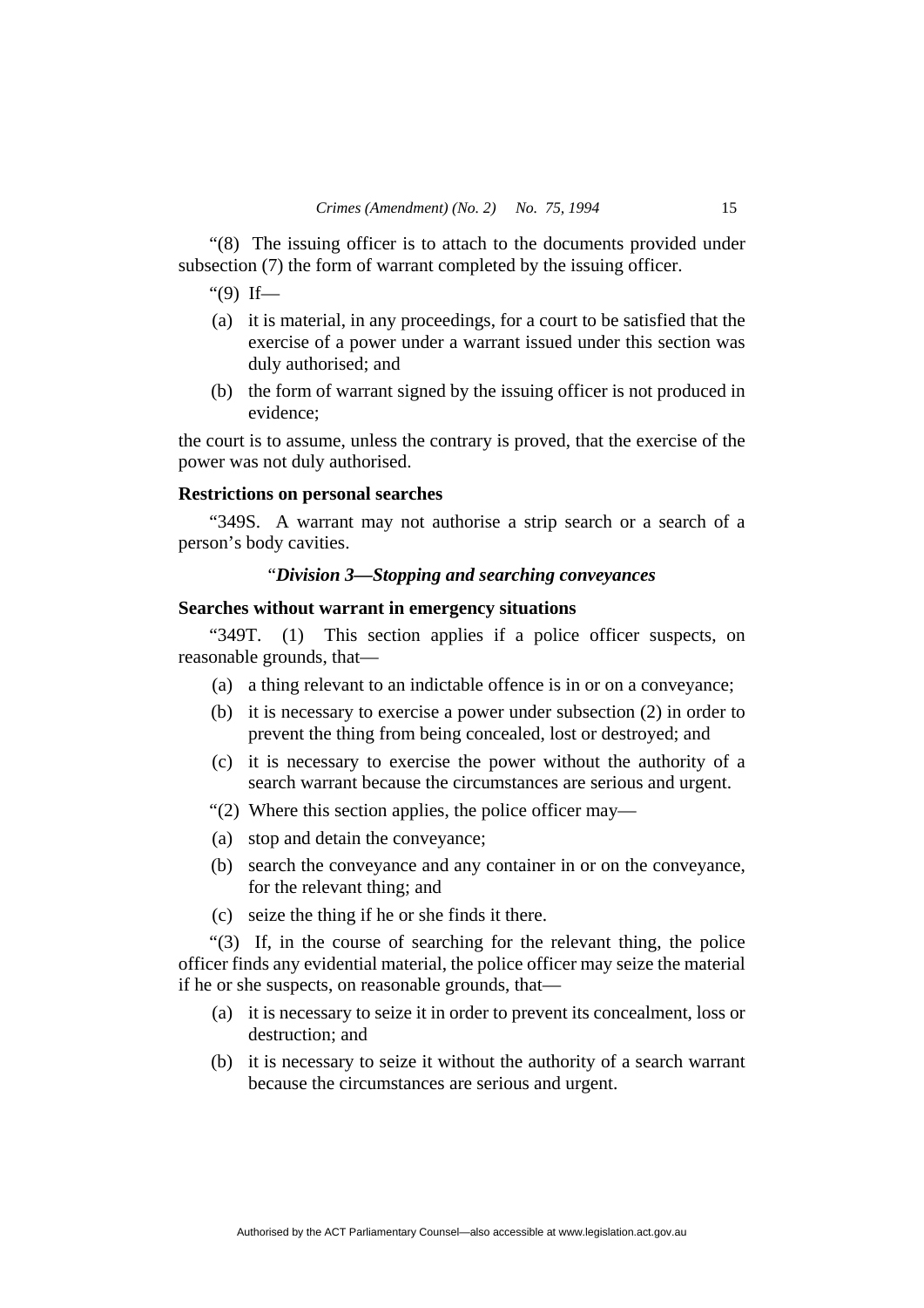"(8) The issuing officer is to attach to the documents provided under subsection (7) the form of warrant completed by the issuing officer.

"(9) If—

(a) it is material, in any proceedings, for a court to be satisfied that the exercise of a power under a warrant issued under this section was duly authorised; and

(b) the form of warrant signed by the issuing officer is not produced in evidence;

the court is to assume, unless the contrary is proved, that the exercise of the power was not duly authorised.

**Restrictions on personal searches**

"349S. A warrant may not authorise a strip search or a search of a person's body cavities.

"*Division 3—Stopping and searching conveyances*

**Searches without warrant in emergency situations**

"349T. (1) This section applies if a police officer suspects, on reasonable grounds, that—

(a) a thing relevant to an indictable offence is in or on a conveyance;

(b) it is necessary to exercise a power under subsection (2) in order to prevent the thing from being concealed, lost or destroyed; and

(c) it is necessary to exercise the power without the authority of a search warrant because the circumstances are serious and urgent.

"(2) Where this section applies, the police officer may—

(a) stop and detain the conveyance;

(b) search the conveyance and any container in or on the conveyance, for the relevant thing; and

(c) seize the thing if he or she finds it there.

"(3) If, in the course of searching for the relevant thing, the police officer finds any evidential material, the police officer may seize the material if he or she suspects, on reasonable grounds, that—

(a) it is necessary to seize it in order to prevent its concealment, loss or destruction; and

(b) it is necessary to seize it without the authority of a search warrant because the circumstances are serious and urgent.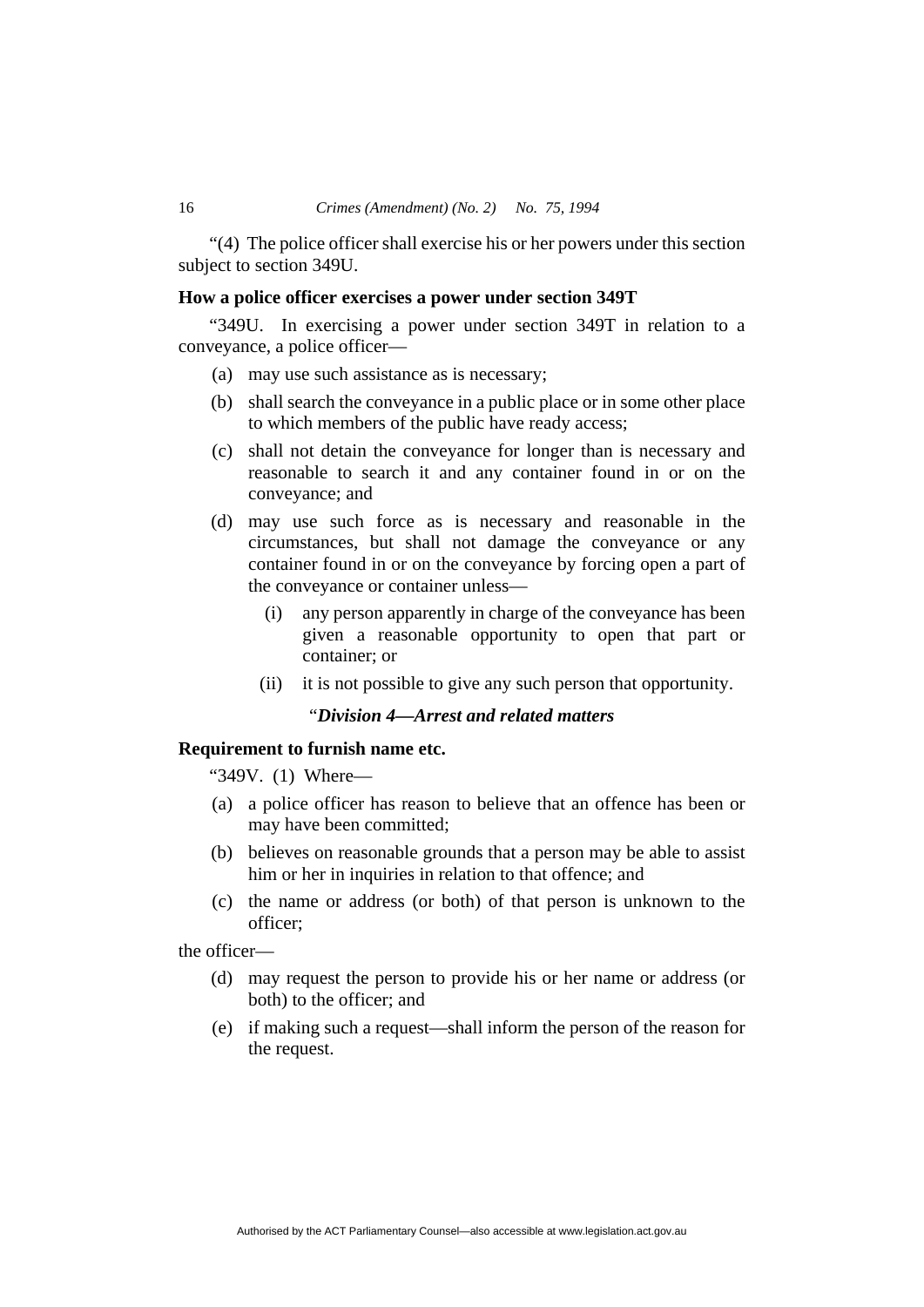"(4) The police officer shall exercise his or her powers under this section subject to section 349U.

**How a police officer exercises a power under section 349T**

"349U. In exercising a power under section 349T in relation to a conveyance, a police officer—

(a) may use such assistance as is necessary;

(b) shall search the conveyance in a public place or in some other place to which members of the public have ready access;

(c) shall not detain the conveyance for longer than is necessary and reasonable to search it and any container found in or on the conveyance; and

(d) may use such force as is necessary and reasonable in the circumstances, but shall not damage the conveyance or any container found in or on the conveyance by forcing open a part of the conveyance or container unless—

  (i) any person apparently in charge of the conveyance has been given a reasonable opportunity to open that part or container; or

  (ii) it is not possible to give any such person that opportunity.

"***Division 4—Arrest and related matters***

**Requirement to furnish name etc.**

"349V. (1) Where—

(a) a police officer has reason to believe that an offence has been or may have been committed;

(b) believes on reasonable grounds that a person may be able to assist him or her in inquiries in relation to that offence; and

(c) the name or address (or both) of that person is unknown to the officer;

the officer—

(d) may request the person to provide his or her name or address (or both) to the officer; and

(e) if making such a request—shall inform the person of the reason for the request.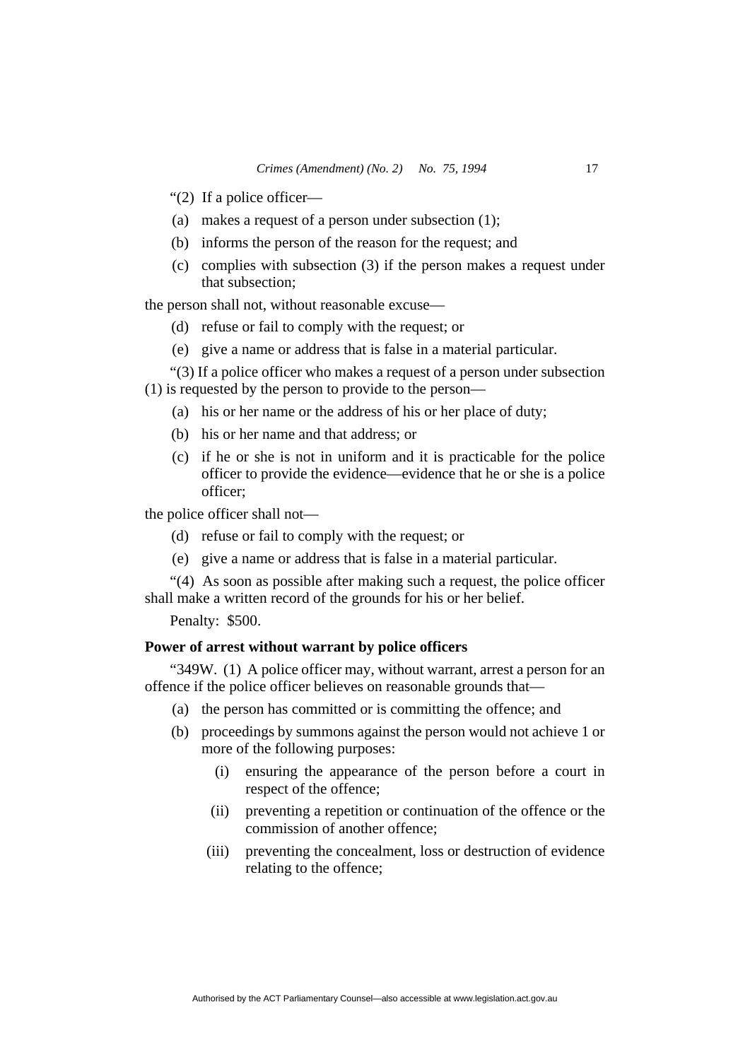"(2) If a police officer—

(a) makes a request of a person under subsection (1);

(b) informs the person of the reason for the request; and

(c) complies with subsection (3) if the person makes a request under that subsection;

the person shall not, without reasonable excuse—

(d) refuse or fail to comply with the request; or

(e) give a name or address that is false in a material particular.

"(3) If a police officer who makes a request of a person under subsection (1) is requested by the person to provide to the person—

(a) his or her name or the address of his or her place of duty;

(b) his or her name and that address; or

(c) if he or she is not in uniform and it is practicable for the police officer to provide the evidence—evidence that he or she is a police officer;

the police officer shall not—

(d) refuse or fail to comply with the request; or

(e) give a name or address that is false in a material particular.

"(4) As soon as possible after making such a request, the police officer shall make a written record of the grounds for his or her belief.

Penalty: $500.

**Power of arrest without warrant by police officers**

"349W. (1) A police officer may, without warrant, arrest a person for an offence if the police officer believes on reasonable grounds that—

(a) the person has committed or is committing the offence; and

(b) proceedings by summons against the person would not achieve 1 or more of the following purposes:

(i) ensuring the appearance of the person before a court in respect of the offence;

(ii) preventing a repetition or continuation of the offence or the commission of another offence;

(iii) preventing the concealment, loss or destruction of evidence relating to the offence;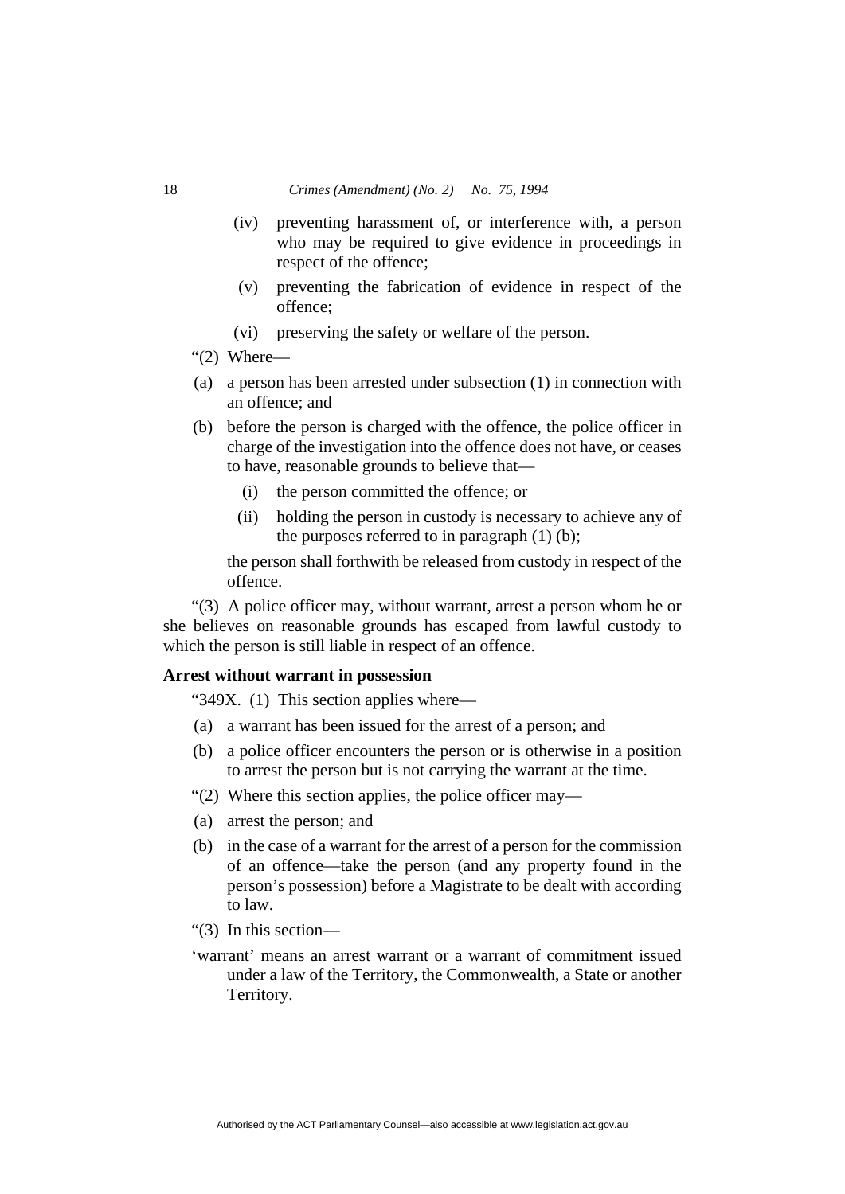(iv) preventing harassment of, or interference with, a person who may be required to give evidence in proceedings in respect of the offence;

(v) preventing the fabrication of evidence in respect of the offence;

(vi) preserving the safety or welfare of the person.

"(2) Where—

(a) a person has been arrested under subsection (1) in connection with an offence; and

(b) before the person is charged with the offence, the police officer in charge of the investigation into the offence does not have, or ceases to have, reasonable grounds to believe that—

(i) the person committed the offence; or

(ii) holding the person in custody is necessary to achieve any of the purposes referred to in paragraph (1) (b);

the person shall forthwith be released from custody in respect of the offence.

"(3) A police officer may, without warrant, arrest a person whom he or she believes on reasonable grounds has escaped from lawful custody to which the person is still liable in respect of an offence.

**Arrest without warrant in possession**

"349X. (1) This section applies where—

(a) a warrant has been issued for the arrest of a person; and

(b) a police officer encounters the person or is otherwise in a position to arrest the person but is not carrying the warrant at the time.

"(2) Where this section applies, the police officer may—

(a) arrest the person; and

(b) in the case of a warrant for the arrest of a person for the commission of an offence—take the person (and any property found in the person's possession) before a Magistrate to be dealt with according to law.

"(3) In this section—

'warrant' means an arrest warrant or a warrant of commitment issued under a law of the Territory, the Commonwealth, a State or another Territory.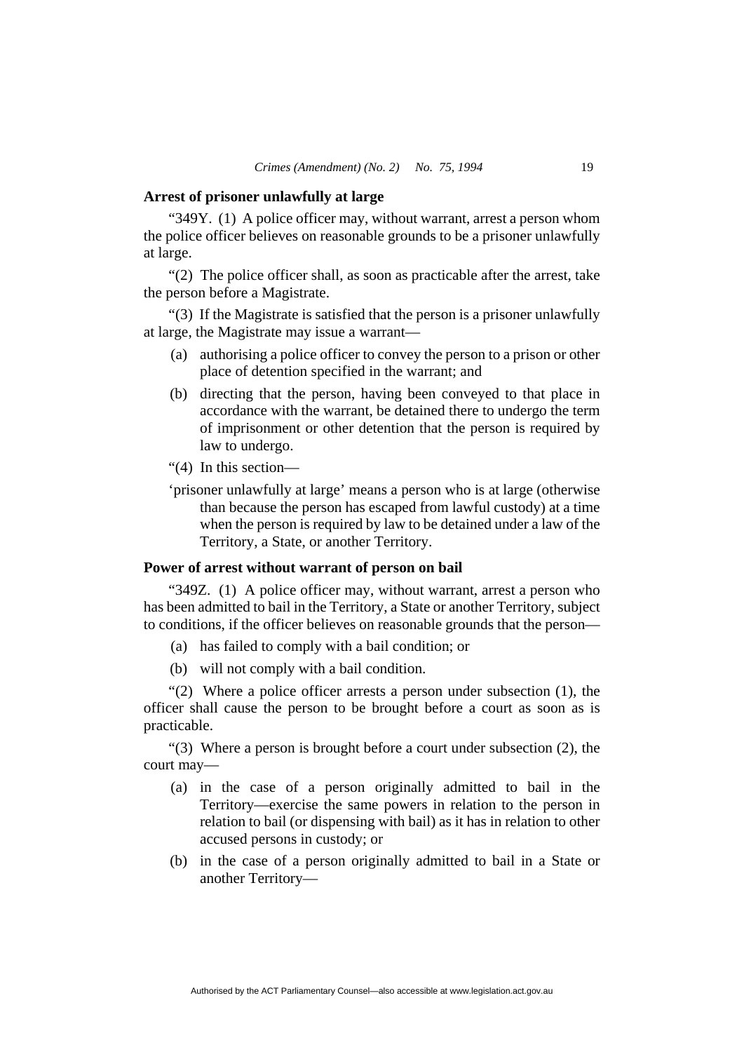**Arrest of prisoner unlawfully at large**

"349Y. (1) A police officer may, without warrant, arrest a person whom the police officer believes on reasonable grounds to be a prisoner unlawfully at large.

"(2) The police officer shall, as soon as practicable after the arrest, take the person before a Magistrate.

"(3) If the Magistrate is satisfied that the person is a prisoner unlawfully at large, the Magistrate may issue a warrant—

(a) authorising a police officer to convey the person to a prison or other place of detention specified in the warrant; and

(b) directing that the person, having been conveyed to that place in accordance with the warrant, be detained there to undergo the term of imprisonment or other detention that the person is required by law to undergo.

"(4) In this section—

'prisoner unlawfully at large' means a person who is at large (otherwise than because the person has escaped from lawful custody) at a time when the person is required by law to be detained under a law of the Territory, a State, or another Territory.

**Power of arrest without warrant of person on bail**

"349Z. (1) A police officer may, without warrant, arrest a person who has been admitted to bail in the Territory, a State or another Territory, subject to conditions, if the officer believes on reasonable grounds that the person—

(a) has failed to comply with a bail condition; or

(b) will not comply with a bail condition.

"(2) Where a police officer arrests a person under subsection (1), the officer shall cause the person to be brought before a court as soon as is practicable.

"(3) Where a person is brought before a court under subsection (2), the court may—

(a) in the case of a person originally admitted to bail in the Territory—exercise the same powers in relation to the person in relation to bail (or dispensing with bail) as it has in relation to other accused persons in custody; or

(b) in the case of a person originally admitted to bail in a State or another Territory—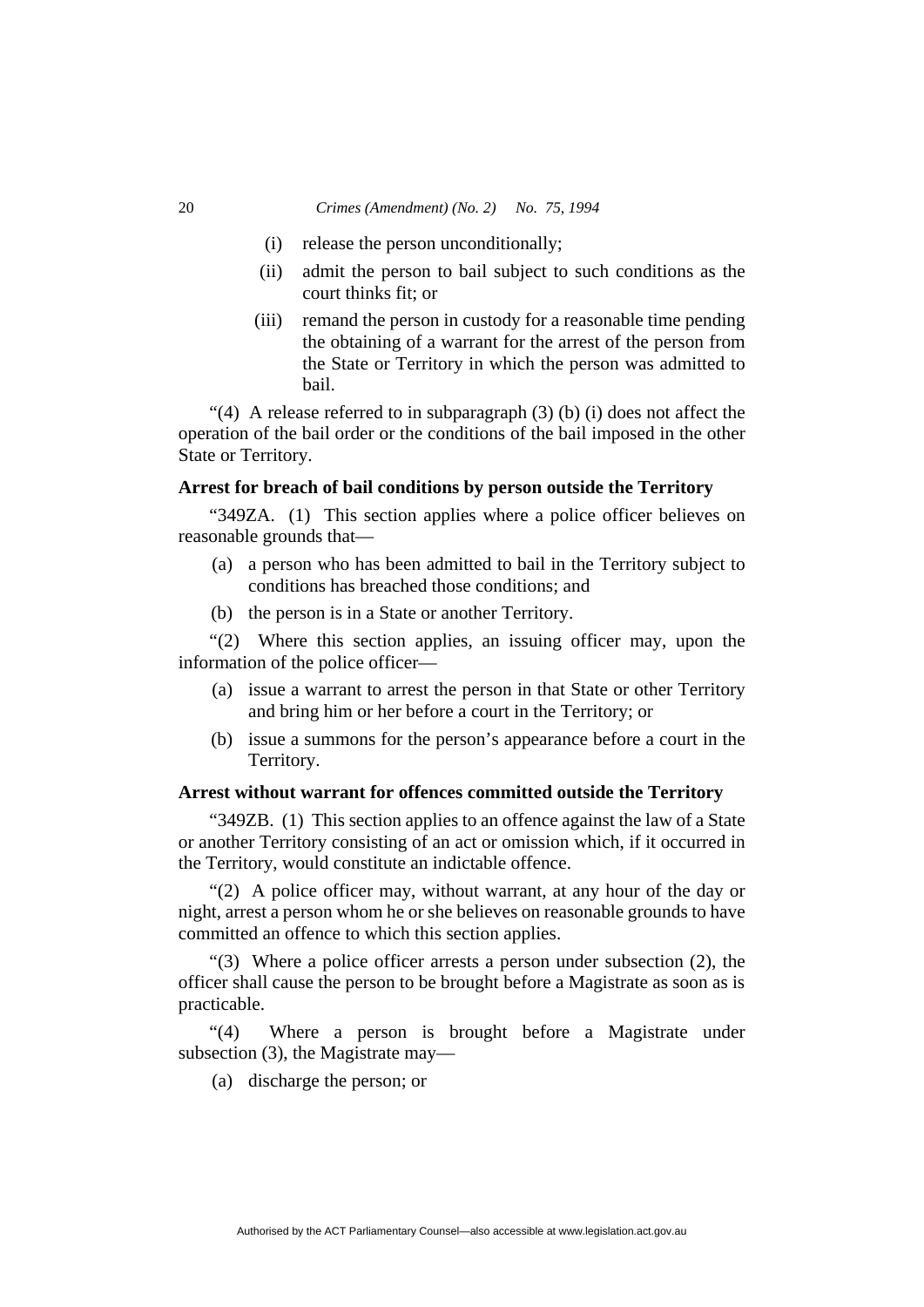(i) release the person unconditionally;

(ii) admit the person to bail subject to such conditions as the court thinks fit; or

(iii) remand the person in custody for a reasonable time pending the obtaining of a warrant for the arrest of the person from the State or Territory in which the person was admitted to bail.

"(4) A release referred to in subparagraph (3) (b) (i) does not affect the operation of the bail order or the conditions of the bail imposed in the other State or Territory.

**Arrest for breach of bail conditions by person outside the Territory**

"349ZA. (1) This section applies where a police officer believes on reasonable grounds that—

(a) a person who has been admitted to bail in the Territory subject to conditions has breached those conditions; and

(b) the person is in a State or another Territory.

"(2) Where this section applies, an issuing officer may, upon the information of the police officer—

(a) issue a warrant to arrest the person in that State or other Territory and bring him or her before a court in the Territory; or

(b) issue a summons for the person's appearance before a court in the Territory.

**Arrest without warrant for offences committed outside the Territory**

"349ZB. (1) This section applies to an offence against the law of a State or another Territory consisting of an act or omission which, if it occurred in the Territory, would constitute an indictable offence.

"(2) A police officer may, without warrant, at any hour of the day or night, arrest a person whom he or she believes on reasonable grounds to have committed an offence to which this section applies.

"(3) Where a police officer arrests a person under subsection (2), the officer shall cause the person to be brought before a Magistrate as soon as is practicable.

"(4) Where a person is brought before a Magistrate under subsection (3), the Magistrate may—

(a) discharge the person; or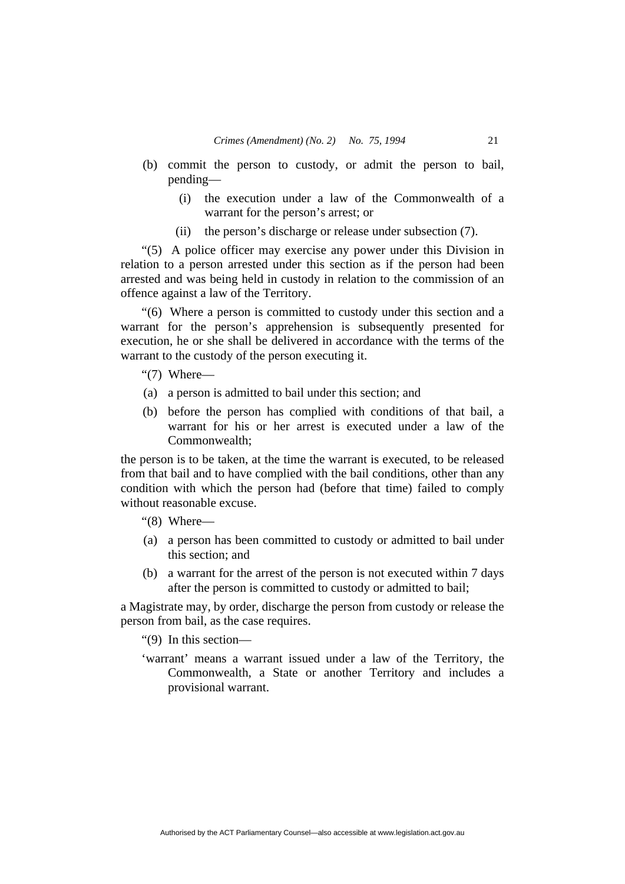(b) commit the person to custody, or admit the person to bail, pending—

(i) the execution under a law of the Commonwealth of a warrant for the person's arrest; or

(ii) the person's discharge or release under subsection (7).

"(5) A police officer may exercise any power under this Division in relation to a person arrested under this section as if the person had been arrested and was being held in custody in relation to the commission of an offence against a law of the Territory.

"(6) Where a person is committed to custody under this section and a warrant for the person's apprehension is subsequently presented for execution, he or she shall be delivered in accordance with the terms of the warrant to the custody of the person executing it.

"(7) Where—

(a) a person is admitted to bail under this section; and

(b) before the person has complied with conditions of that bail, a warrant for his or her arrest is executed under a law of the Commonwealth;

the person is to be taken, at the time the warrant is executed, to be released from that bail and to have complied with the bail conditions, other than any condition with which the person had (before that time) failed to comply without reasonable excuse.

"(8) Where—

(a) a person has been committed to custody or admitted to bail under this section; and

(b) a warrant for the arrest of the person is not executed within 7 days after the person is committed to custody or admitted to bail;

a Magistrate may, by order, discharge the person from custody or release the person from bail, as the case requires.

"(9) In this section—

'warrant' means a warrant issued under a law of the Territory, the Commonwealth, a State or another Territory and includes a provisional warrant.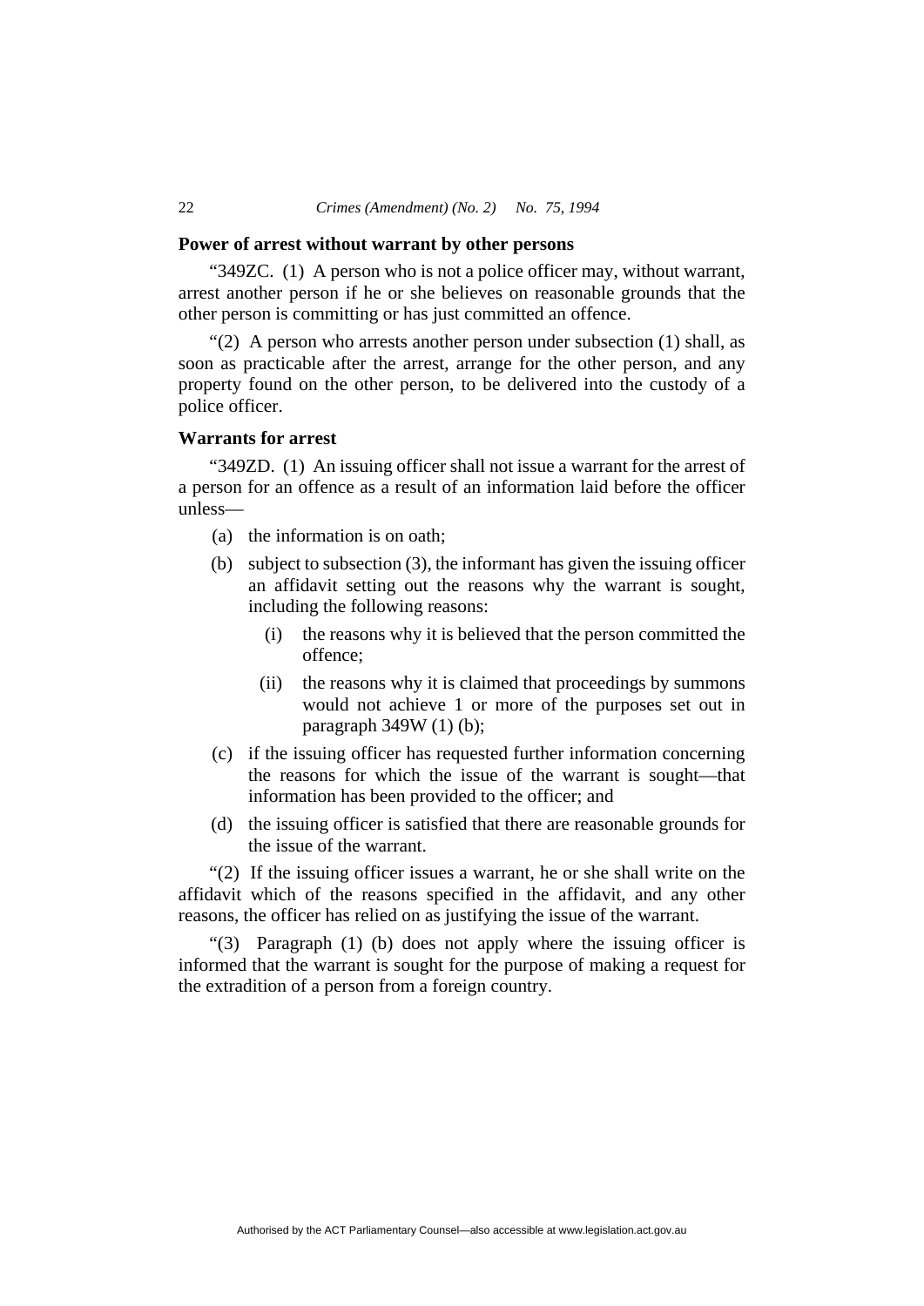**Power of arrest without warrant by other persons**

"349ZC. (1) A person who is not a police officer may, without warrant, arrest another person if he or she believes on reasonable grounds that the other person is committing or has just committed an offence.

"(2) A person who arrests another person under subsection (1) shall, as soon as practicable after the arrest, arrange for the other person, and any property found on the other person, to be delivered into the custody of a police officer.

**Warrants for arrest**

"349ZD. (1) An issuing officer shall not issue a warrant for the arrest of a person for an offence as a result of an information laid before the officer unless—

- (a) the information is on oath;
- (b) subject to subsection (3), the informant has given the issuing officer an affidavit setting out the reasons why the warrant is sought, including the following reasons:
  - (i) the reasons why it is believed that the person committed the offence;
  - (ii) the reasons why it is claimed that proceedings by summons would not achieve 1 or more of the purposes set out in paragraph 349W (1) (b);
- (c) if the issuing officer has requested further information concerning the reasons for which the issue of the warrant is sought—that information has been provided to the officer; and
- (d) the issuing officer is satisfied that there are reasonable grounds for the issue of the warrant.

"(2) If the issuing officer issues a warrant, he or she shall write on the affidavit which of the reasons specified in the affidavit, and any other reasons, the officer has relied on as justifying the issue of the warrant.

"(3) Paragraph (1) (b) does not apply where the issuing officer is informed that the warrant is sought for the purpose of making a request for the extradition of a person from a foreign country.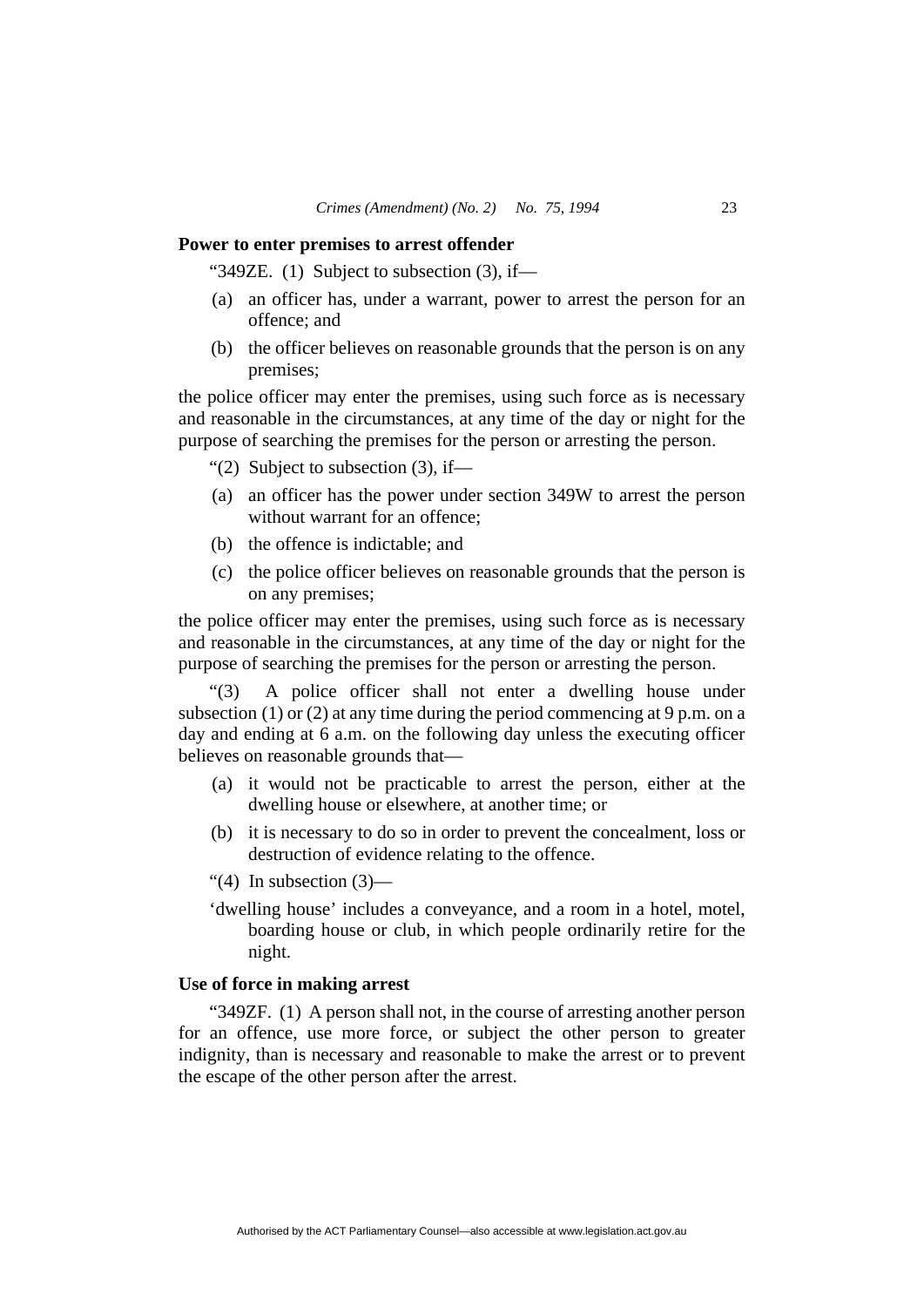**Power to enter premises to arrest offender**

"349ZE. (1) Subject to subsection (3), if—

(a) an officer has, under a warrant, power to arrest the person for an offence; and

(b) the officer believes on reasonable grounds that the person is on any premises;

the police officer may enter the premises, using such force as is necessary and reasonable in the circumstances, at any time of the day or night for the purpose of searching the premises for the person or arresting the person.

"(2) Subject to subsection (3), if—

(a) an officer has the power under section 349W to arrest the person without warrant for an offence;

(b) the offence is indictable; and

(c) the police officer believes on reasonable grounds that the person is on any premises;

the police officer may enter the premises, using such force as is necessary and reasonable in the circumstances, at any time of the day or night for the purpose of searching the premises for the person or arresting the person.

"(3) A police officer shall not enter a dwelling house under subsection (1) or (2) at any time during the period commencing at 9 p.m. on a day and ending at 6 a.m. on the following day unless the executing officer believes on reasonable grounds that—

(a) it would not be practicable to arrest the person, either at the dwelling house or elsewhere, at another time; or

(b) it is necessary to do so in order to prevent the concealment, loss or destruction of evidence relating to the offence.

"(4) In subsection (3)—

'dwelling house' includes a conveyance, and a room in a hotel, motel, boarding house or club, in which people ordinarily retire for the night.

**Use of force in making arrest**

"349ZF. (1) A person shall not, in the course of arresting another person for an offence, use more force, or subject the other person to greater indignity, than is necessary and reasonable to make the arrest or to prevent the escape of the other person after the arrest.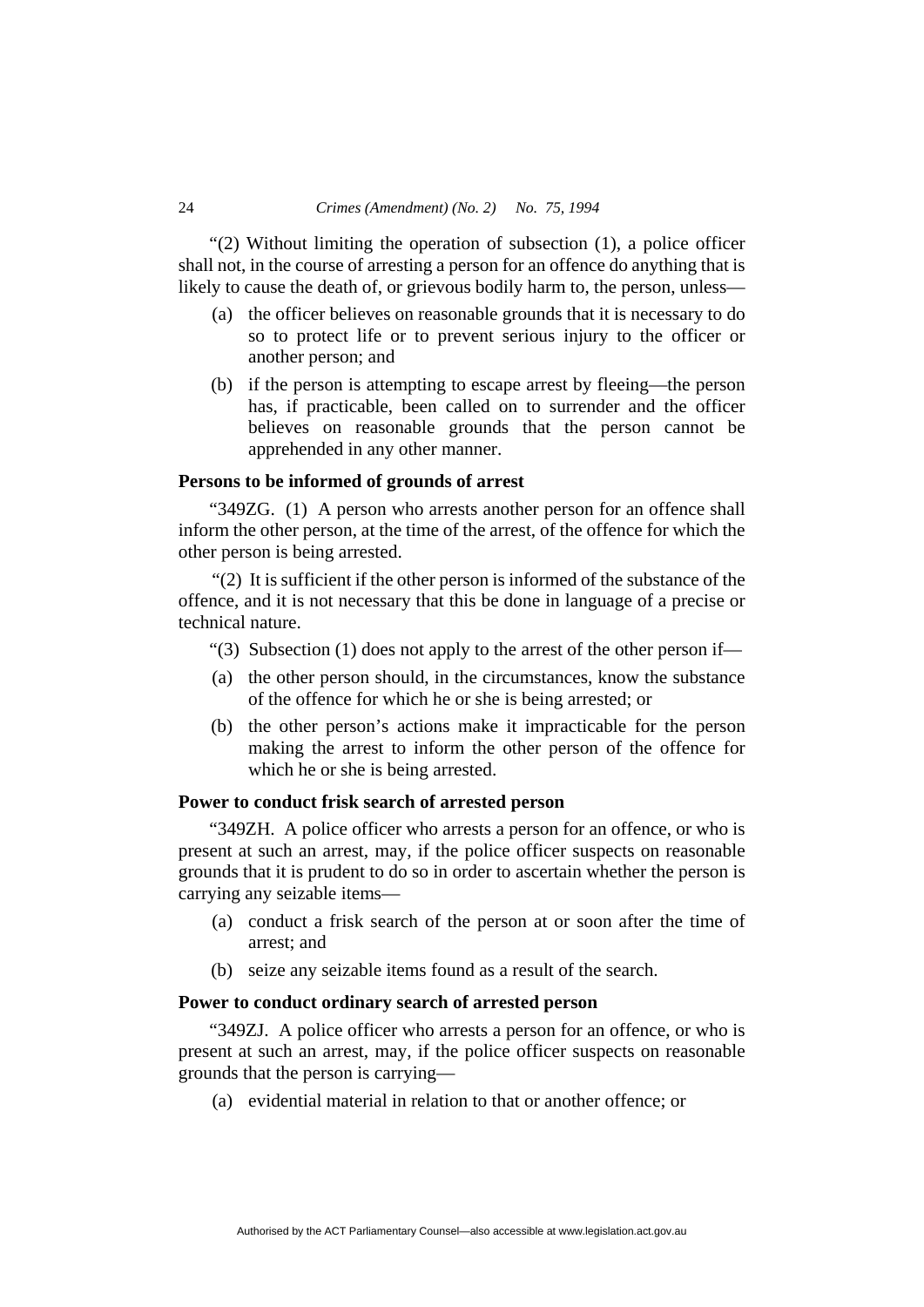"(2) Without limiting the operation of subsection (1), a police officer shall not, in the course of arresting a person for an offence do anything that is likely to cause the death of, or grievous bodily harm to, the person, unless—

(a) the officer believes on reasonable grounds that it is necessary to do so to protect life or to prevent serious injury to the officer or another person; and

(b) if the person is attempting to escape arrest by fleeing—the person has, if practicable, been called on to surrender and the officer believes on reasonable grounds that the person cannot be apprehended in any other manner.

**Persons to be informed of grounds of arrest**

"349ZG. (1) A person who arrests another person for an offence shall inform the other person, at the time of the arrest, of the offence for which the other person is being arrested.

"(2) It is sufficient if the other person is informed of the substance of the offence, and it is not necessary that this be done in language of a precise or technical nature.

"(3) Subsection (1) does not apply to the arrest of the other person if—

(a) the other person should, in the circumstances, know the substance of the offence for which he or she is being arrested; or

(b) the other person's actions make it impracticable for the person making the arrest to inform the other person of the offence for which he or she is being arrested.

**Power to conduct frisk search of arrested person**

"349ZH. A police officer who arrests a person for an offence, or who is present at such an arrest, may, if the police officer suspects on reasonable grounds that it is prudent to do so in order to ascertain whether the person is carrying any seizable items—

(a) conduct a frisk search of the person at or soon after the time of arrest; and

(b) seize any seizable items found as a result of the search.

**Power to conduct ordinary search of arrested person**

"349ZJ. A police officer who arrests a person for an offence, or who is present at such an arrest, may, if the police officer suspects on reasonable grounds that the person is carrying—

(a) evidential material in relation to that or another offence; or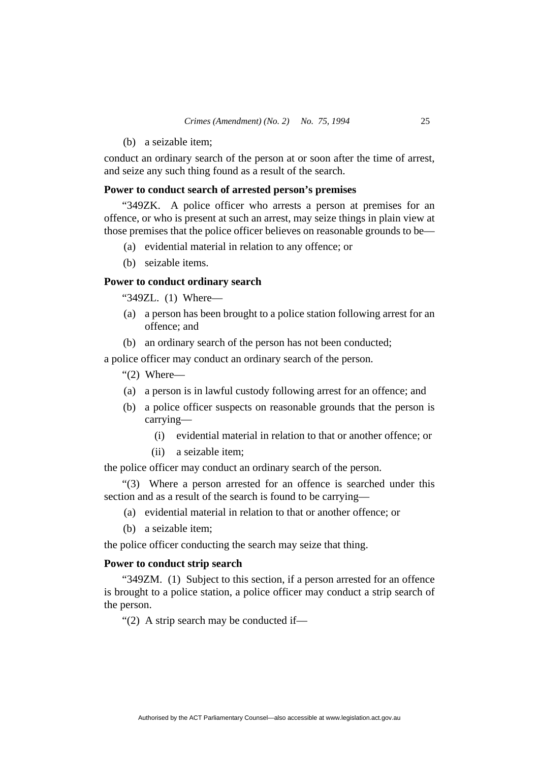(b) a seizable item;

conduct an ordinary search of the person at or soon after the time of arrest, and seize any such thing found as a result of the search.

**Power to conduct search of arrested person's premises**

"349ZK. A police officer who arrests a person at premises for an offence, or who is present at such an arrest, may seize things in plain view at those premises that the police officer believes on reasonable grounds to be—

(a) evidential material in relation to any offence; or

(b) seizable items.

**Power to conduct ordinary search**

"349ZL. (1) Where—

(a) a person has been brought to a police station following arrest for an offence; and

(b) an ordinary search of the person has not been conducted;

a police officer may conduct an ordinary search of the person.

"(2) Where—

(a) a person is in lawful custody following arrest for an offence; and

(b) a police officer suspects on reasonable grounds that the person is carrying—

(i) evidential material in relation to that or another offence; or

(ii) a seizable item;

the police officer may conduct an ordinary search of the person.

"(3) Where a person arrested for an offence is searched under this section and as a result of the search is found to be carrying—

(a) evidential material in relation to that or another offence; or

(b) a seizable item;

the police officer conducting the search may seize that thing.

**Power to conduct strip search**

"349ZM. (1) Subject to this section, if a person arrested for an offence is brought to a police station, a police officer may conduct a strip search of the person.

"(2) A strip search may be conducted if—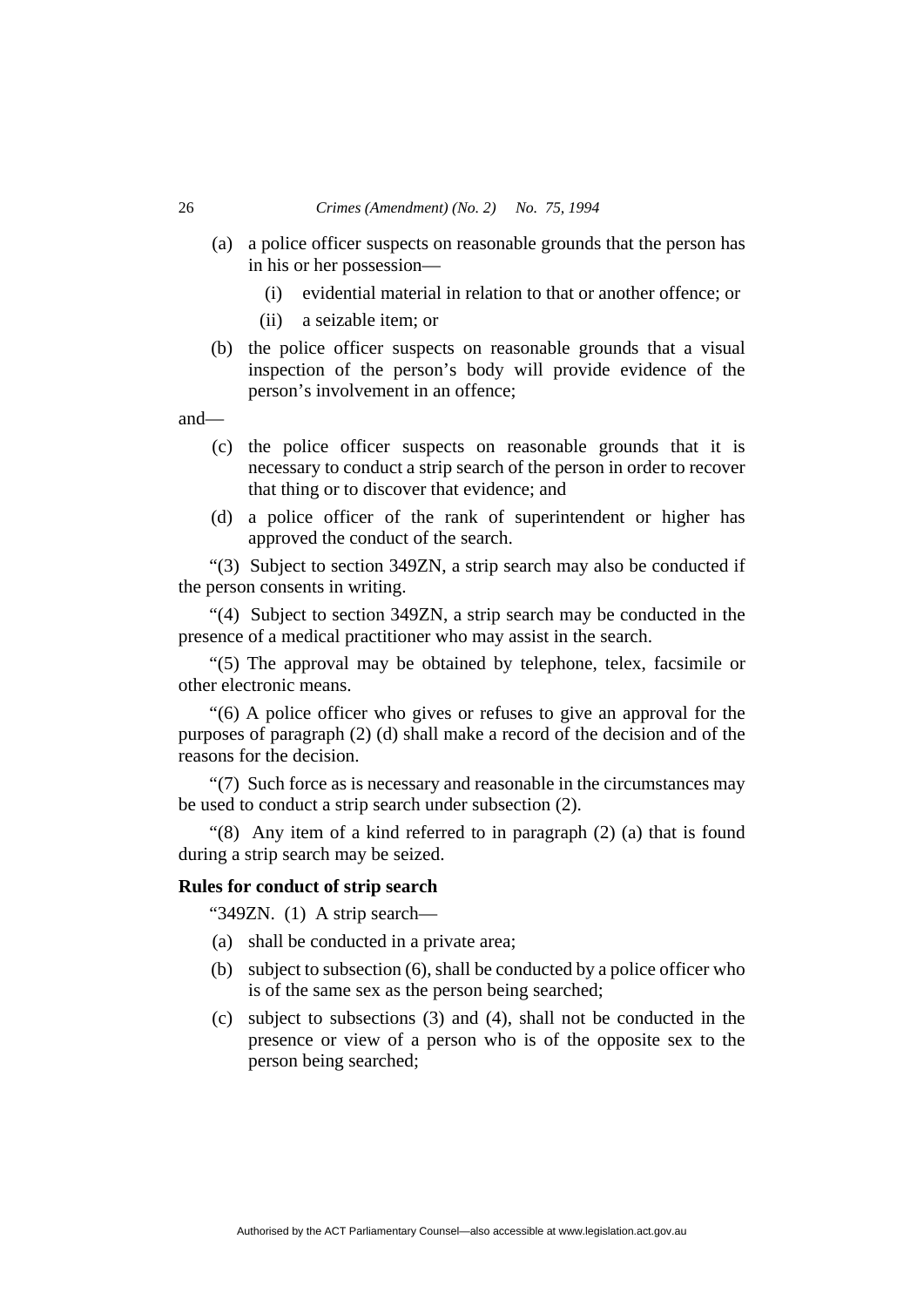(a) a police officer suspects on reasonable grounds that the person has in his or her possession—

   (i) evidential material in relation to that or another offence; or

   (ii) a seizable item; or

(b) the police officer suspects on reasonable grounds that a visual inspection of the person's body will provide evidence of the person's involvement in an offence;

and—

(c) the police officer suspects on reasonable grounds that it is necessary to conduct a strip search of the person in order to recover that thing or to discover that evidence; and

(d) a police officer of the rank of superintendent or higher has approved the conduct of the search.

"(3) Subject to section 349ZN, a strip search may also be conducted if the person consents in writing.

"(4) Subject to section 349ZN, a strip search may be conducted in the presence of a medical practitioner who may assist in the search.

"(5) The approval may be obtained by telephone, telex, facsimile or other electronic means.

"(6) A police officer who gives or refuses to give an approval for the purposes of paragraph (2) (d) shall make a record of the decision and of the reasons for the decision.

"(7) Such force as is necessary and reasonable in the circumstances may be used to conduct a strip search under subsection (2).

"(8) Any item of a kind referred to in paragraph (2) (a) that is found during a strip search may be seized.

**Rules for conduct of strip search**

"349ZN. (1) A strip search—

(a) shall be conducted in a private area;

(b) subject to subsection (6), shall be conducted by a police officer who is of the same sex as the person being searched;

(c) subject to subsections (3) and (4), shall not be conducted in the presence or view of a person who is of the opposite sex to the person being searched;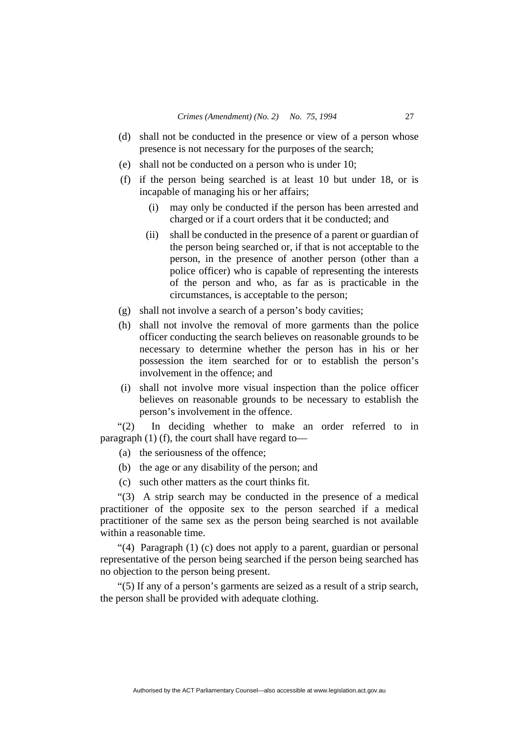(d) shall not be conducted in the presence or view of a person whose presence is not necessary for the purposes of the search;

(e) shall not be conducted on a person who is under 10;

(f) if the person being searched is at least 10 but under 18, or is incapable of managing his or her affairs;

  (i) may only be conducted if the person has been arrested and charged or if a court orders that it be conducted; and

  (ii) shall be conducted in the presence of a parent or guardian of the person being searched or, if that is not acceptable to the person, in the presence of another person (other than a police officer) who is capable of representing the interests of the person and who, as far as is practicable in the circumstances, is acceptable to the person;

(g) shall not involve a search of a person's body cavities;

(h) shall not involve the removal of more garments than the police officer conducting the search believes on reasonable grounds to be necessary to determine whether the person has in his or her possession the item searched for or to establish the person's involvement in the offence; and

(i) shall not involve more visual inspection than the police officer believes on reasonable grounds to be necessary to establish the person's involvement in the offence.

"(2) In deciding whether to make an order referred to in paragraph (1) (f), the court shall have regard to—

(a) the seriousness of the offence;

(b) the age or any disability of the person; and

(c) such other matters as the court thinks fit.

"(3) A strip search may be conducted in the presence of a medical practitioner of the opposite sex to the person searched if a medical practitioner of the same sex as the person being searched is not available within a reasonable time.

"(4) Paragraph (1) (c) does not apply to a parent, guardian or personal representative of the person being searched if the person being searched has no objection to the person being present.

"(5) If any of a person's garments are seized as a result of a strip search, the person shall be provided with adequate clothing.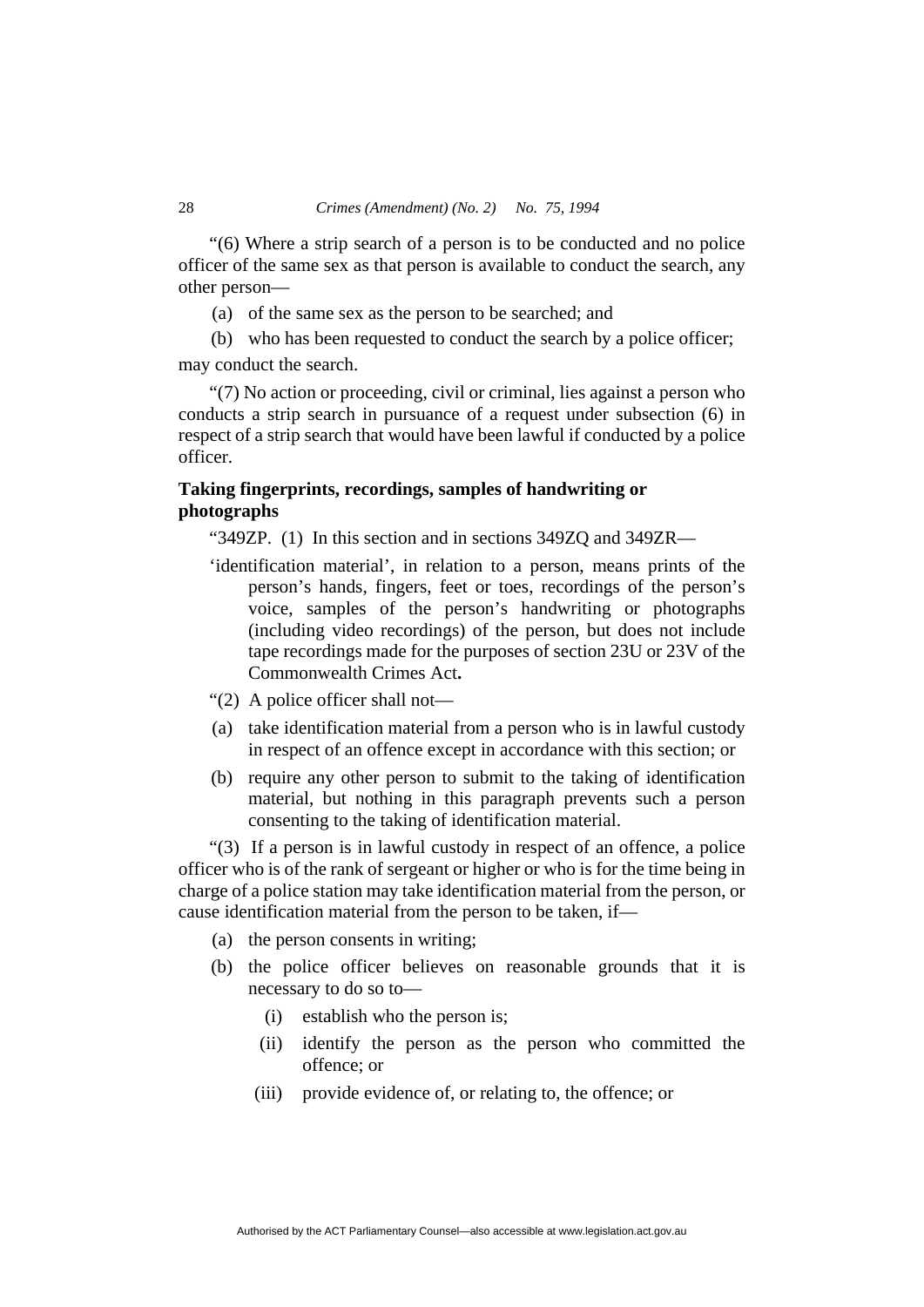"(6) Where a strip search of a person is to be conducted and no police officer of the same sex as that person is available to conduct the search, any other person—

(a) of the same sex as the person to be searched; and

(b) who has been requested to conduct the search by a police officer;

may conduct the search.

"(7) No action or proceeding, civil or criminal, lies against a person who conducts a strip search in pursuance of a request under subsection (6) in respect of a strip search that would have been lawful if conducted by a police officer.

**Taking fingerprints, recordings, samples of handwriting or photographs**

"349ZP. (1) In this section and in sections 349ZQ and 349ZR—

'identification material', in relation to a person, means prints of the person's hands, fingers, feet or toes, recordings of the person's voice, samples of the person's handwriting or photographs (including video recordings) of the person, but does not include tape recordings made for the purposes of section 23U or 23V of the Commonwealth Crimes Act**.**

"(2) A police officer shall not—

(a) take identification material from a person who is in lawful custody in respect of an offence except in accordance with this section; or

(b) require any other person to submit to the taking of identification material, but nothing in this paragraph prevents such a person consenting to the taking of identification material.

"(3) If a person is in lawful custody in respect of an offence, a police officer who is of the rank of sergeant or higher or who is for the time being in charge of a police station may take identification material from the person, or cause identification material from the person to be taken, if—

(a) the person consents in writing;

(b) the police officer believes on reasonable grounds that it is necessary to do so to—

(i) establish who the person is;

(ii) identify the person as the person who committed the offence; or

(iii) provide evidence of, or relating to, the offence; or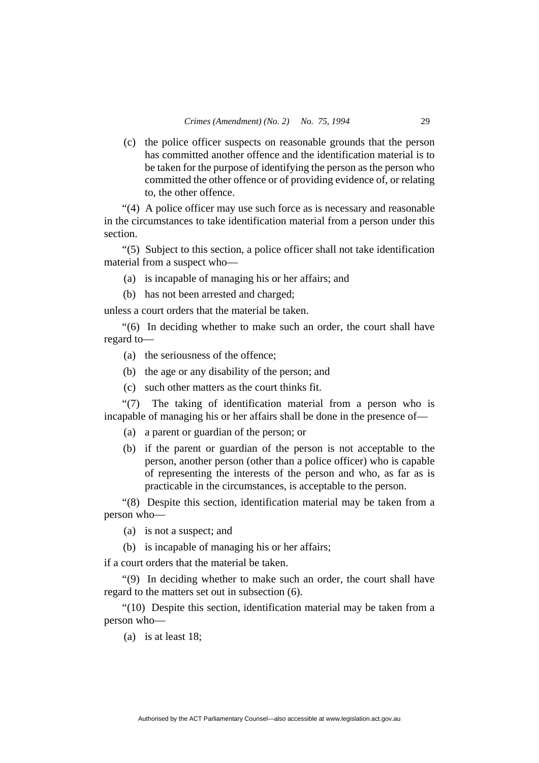(c) the police officer suspects on reasonable grounds that the person has committed another offence and the identification material is to be taken for the purpose of identifying the person as the person who committed the other offence or of providing evidence of, or relating to, the other offence.

"(4) A police officer may use such force as is necessary and reasonable in the circumstances to take identification material from a person under this section.

"(5) Subject to this section, a police officer shall not take identification material from a suspect who—

(a) is incapable of managing his or her affairs; and

(b) has not been arrested and charged;

unless a court orders that the material be taken.

"(6) In deciding whether to make such an order, the court shall have regard to—

(a) the seriousness of the offence;

(b) the age or any disability of the person; and

(c) such other matters as the court thinks fit.

"(7) The taking of identification material from a person who is incapable of managing his or her affairs shall be done in the presence of—

(a) a parent or guardian of the person; or

(b) if the parent or guardian of the person is not acceptable to the person, another person (other than a police officer) who is capable of representing the interests of the person and who, as far as is practicable in the circumstances, is acceptable to the person.

"(8) Despite this section, identification material may be taken from a person who—

(a) is not a suspect; and

(b) is incapable of managing his or her affairs;

if a court orders that the material be taken.

"(9) In deciding whether to make such an order, the court shall have regard to the matters set out in subsection (6).

"(10) Despite this section, identification material may be taken from a person who—

(a) is at least 18;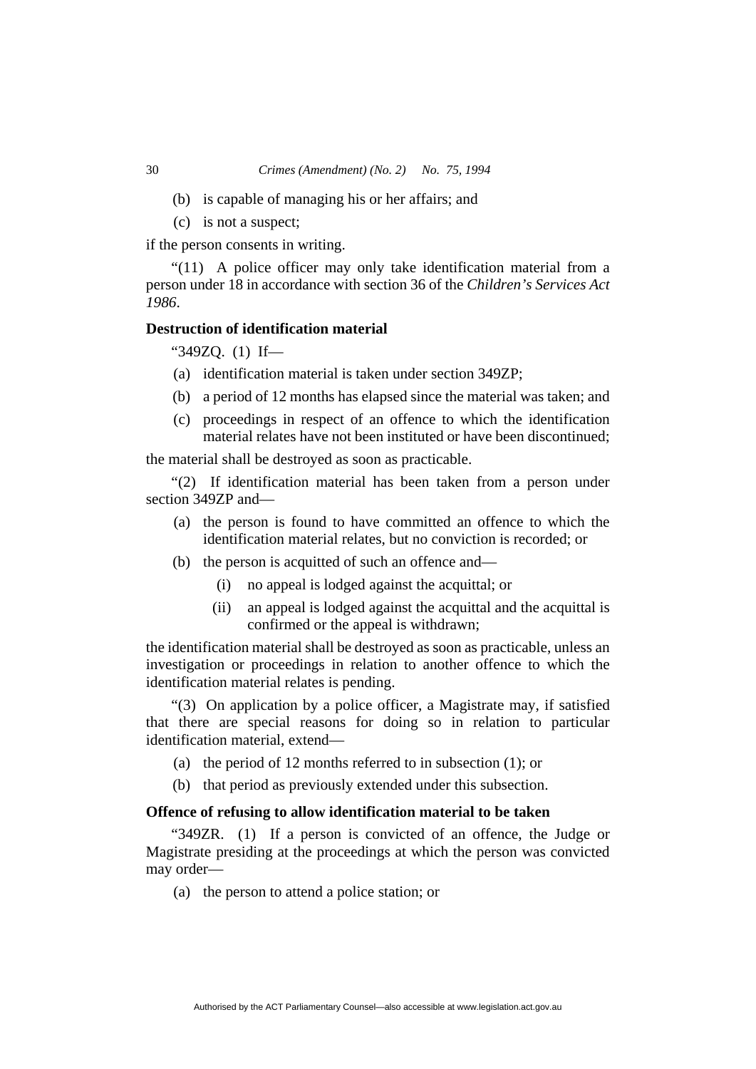(b) is capable of managing his or her affairs; and

(c) is not a suspect;

if the person consents in writing.

"(11) A police officer may only take identification material from a person under 18 in accordance with section 36 of the *Children's Services Act 1986*.

**Destruction of identification material**

"349ZQ. (1) If—

(a) identification material is taken under section 349ZP;

(b) a period of 12 months has elapsed since the material was taken; and

(c) proceedings in respect of an offence to which the identification material relates have not been instituted or have been discontinued;

the material shall be destroyed as soon as practicable.

"(2) If identification material has been taken from a person under section 349ZP and—

(a) the person is found to have committed an offence to which the identification material relates, but no conviction is recorded; or

(b) the person is acquitted of such an offence and—

(i) no appeal is lodged against the acquittal; or

(ii) an appeal is lodged against the acquittal and the acquittal is confirmed or the appeal is withdrawn;

the identification material shall be destroyed as soon as practicable, unless an investigation or proceedings in relation to another offence to which the identification material relates is pending.

"(3) On application by a police officer, a Magistrate may, if satisfied that there are special reasons for doing so in relation to particular identification material, extend—

(a) the period of 12 months referred to in subsection (1); or

(b) that period as previously extended under this subsection.

**Offence of refusing to allow identification material to be taken**

"349ZR. (1) If a person is convicted of an offence, the Judge or Magistrate presiding at the proceedings at which the person was convicted may order—

(a) the person to attend a police station; or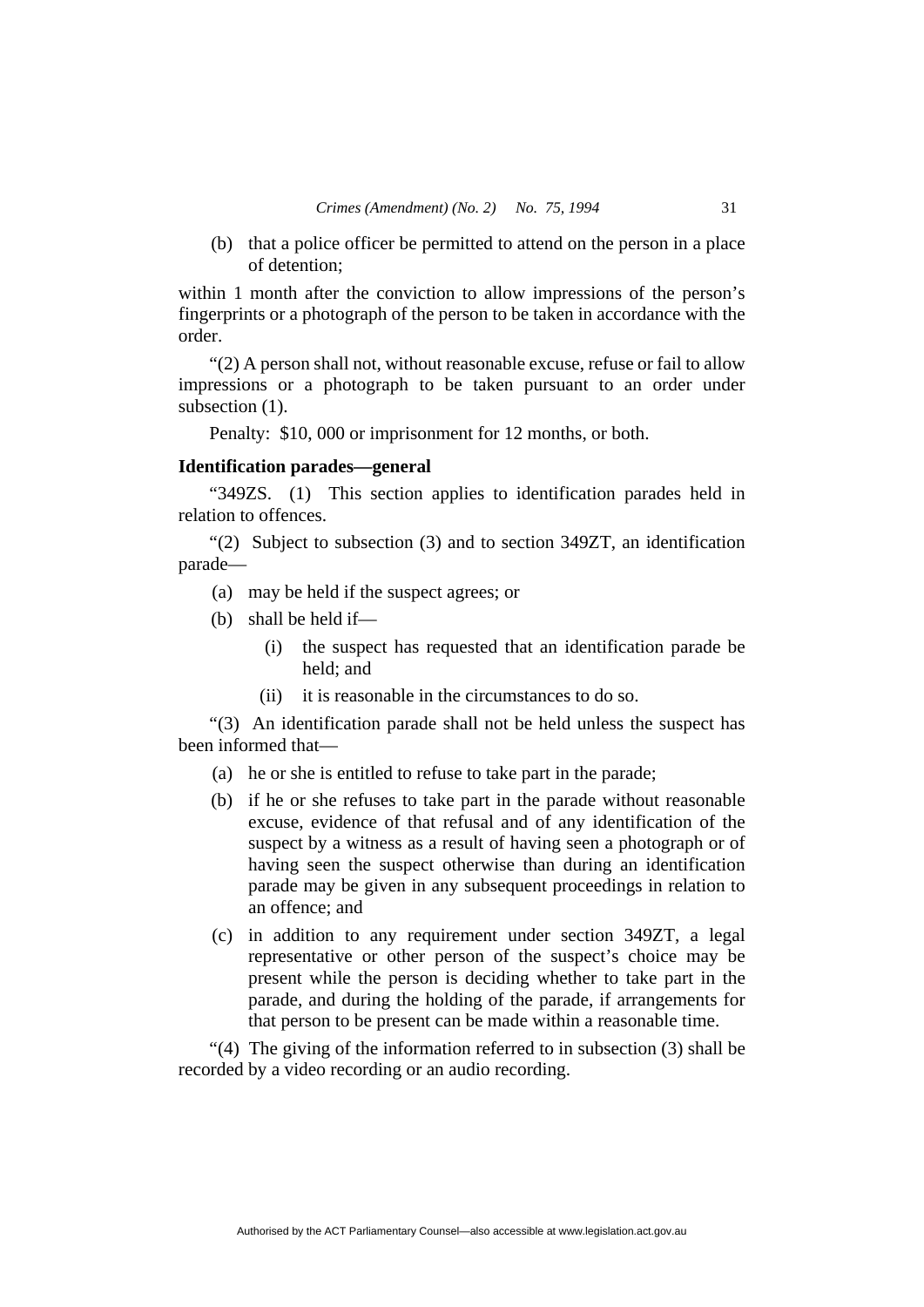(b) that a police officer be permitted to attend on the person in a place of detention;

within 1 month after the conviction to allow impressions of the person's fingerprints or a photograph of the person to be taken in accordance with the order.

"(2) A person shall not, without reasonable excuse, refuse or fail to allow impressions or a photograph to be taken pursuant to an order under subsection (1).

Penalty: $10, 000 or imprisonment for 12 months, or both.

**Identification parades—general**

"349ZS. (1) This section applies to identification parades held in relation to offences.

"(2) Subject to subsection (3) and to section 349ZT, an identification parade—

(a) may be held if the suspect agrees; or

(b) shall be held if—

(i) the suspect has requested that an identification parade be held; and

(ii) it is reasonable in the circumstances to do so.

"(3) An identification parade shall not be held unless the suspect has been informed that—

(a) he or she is entitled to refuse to take part in the parade;

(b) if he or she refuses to take part in the parade without reasonable excuse, evidence of that refusal and of any identification of the suspect by a witness as a result of having seen a photograph or of having seen the suspect otherwise than during an identification parade may be given in any subsequent proceedings in relation to an offence; and

(c) in addition to any requirement under section 349ZT, a legal representative or other person of the suspect's choice may be present while the person is deciding whether to take part in the parade, and during the holding of the parade, if arrangements for that person to be present can be made within a reasonable time.

"(4) The giving of the information referred to in subsection (3) shall be recorded by a video recording or an audio recording.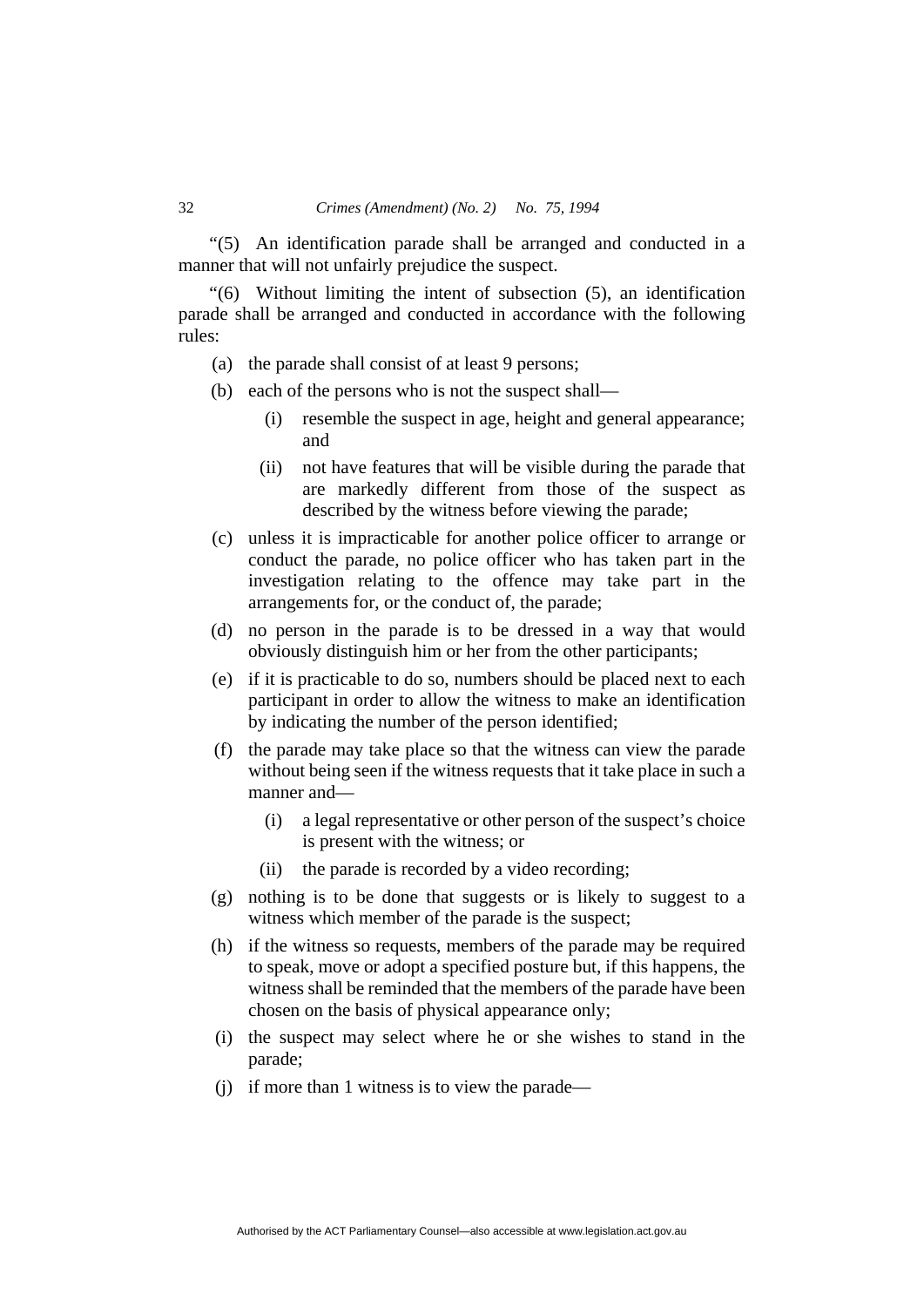"(5) An identification parade shall be arranged and conducted in a manner that will not unfairly prejudice the suspect.

"(6) Without limiting the intent of subsection (5), an identification parade shall be arranged and conducted in accordance with the following rules:

(a) the parade shall consist of at least 9 persons;

(b) each of the persons who is not the suspect shall—

  (i) resemble the suspect in age, height and general appearance; and

  (ii) not have features that will be visible during the parade that are markedly different from those of the suspect as described by the witness before viewing the parade;

(c) unless it is impracticable for another police officer to arrange or conduct the parade, no police officer who has taken part in the investigation relating to the offence may take part in the arrangements for, or the conduct of, the parade;

(d) no person in the parade is to be dressed in a way that would obviously distinguish him or her from the other participants;

(e) if it is practicable to do so, numbers should be placed next to each participant in order to allow the witness to make an identification by indicating the number of the person identified;

(f) the parade may take place so that the witness can view the parade without being seen if the witness requests that it take place in such a manner and—

  (i) a legal representative or other person of the suspect's choice is present with the witness; or

  (ii) the parade is recorded by a video recording;

(g) nothing is to be done that suggests or is likely to suggest to a witness which member of the parade is the suspect;

(h) if the witness so requests, members of the parade may be required to speak, move or adopt a specified posture but, if this happens, the witness shall be reminded that the members of the parade have been chosen on the basis of physical appearance only;

(i) the suspect may select where he or she wishes to stand in the parade;

(j) if more than 1 witness is to view the parade—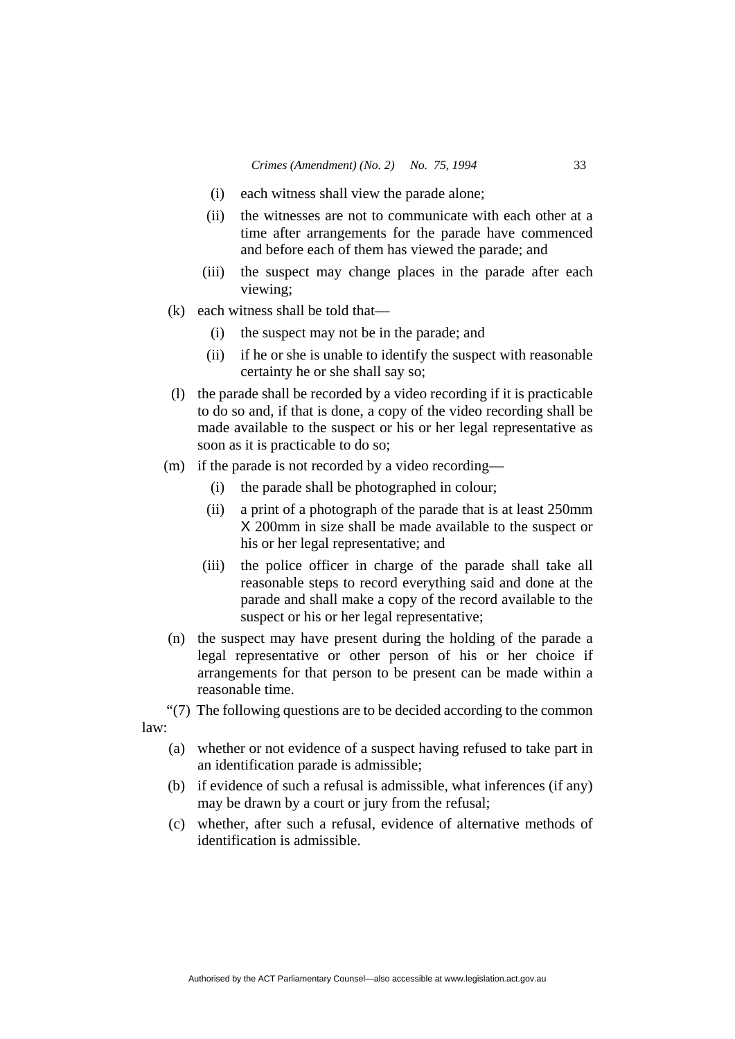(i) each witness shall view the parade alone;

(ii) the witnesses are not to communicate with each other at a time after arrangements for the parade have commenced and before each of them has viewed the parade; and

(iii) the suspect may change places in the parade after each viewing;

(k) each witness shall be told that—

(i) the suspect may not be in the parade; and

(ii) if he or she is unable to identify the suspect with reasonable certainty he or she shall say so;

(l) the parade shall be recorded by a video recording if it is practicable to do so and, if that is done, a copy of the video recording shall be made available to the suspect or his or her legal representative as soon as it is practicable to do so;

(m) if the parade is not recorded by a video recording—

(i) the parade shall be photographed in colour;

(ii) a print of a photograph of the parade that is at least 250mm X 200mm in size shall be made available to the suspect or his or her legal representative; and

(iii) the police officer in charge of the parade shall take all reasonable steps to record everything said and done at the parade and shall make a copy of the record available to the suspect or his or her legal representative;

(n) the suspect may have present during the holding of the parade a legal representative or other person of his or her choice if arrangements for that person to be present can be made within a reasonable time.

"(7) The following questions are to be decided according to the common law:

(a) whether or not evidence of a suspect having refused to take part in an identification parade is admissible;

(b) if evidence of such a refusal is admissible, what inferences (if any) may be drawn by a court or jury from the refusal;

(c) whether, after such a refusal, evidence of alternative methods of identification is admissible.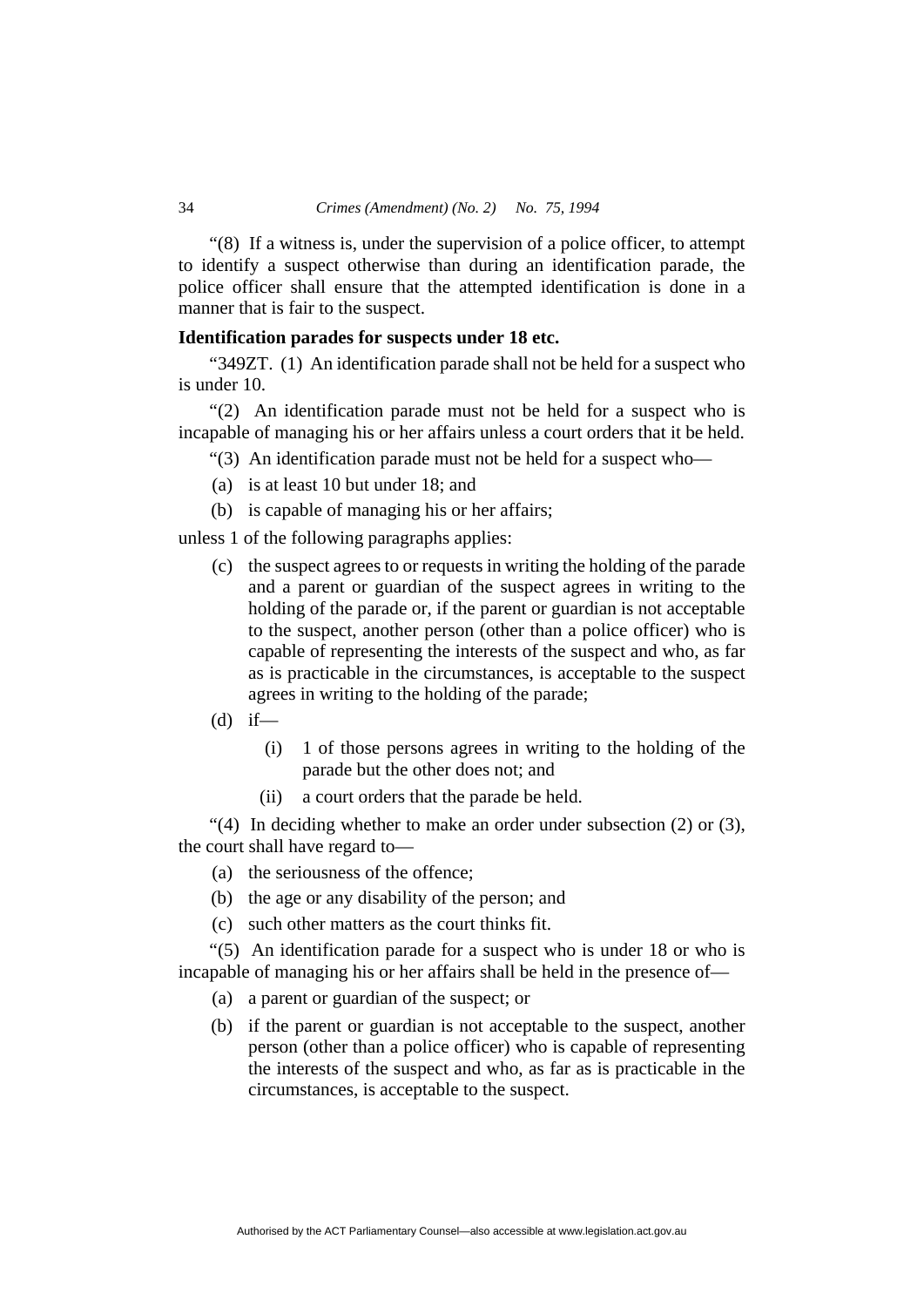"(8) If a witness is, under the supervision of a police officer, to attempt to identify a suspect otherwise than during an identification parade, the police officer shall ensure that the attempted identification is done in a manner that is fair to the suspect.

**Identification parades for suspects under 18 etc.**

"349ZT. (1) An identification parade shall not be held for a suspect who is under 10.

"(2) An identification parade must not be held for a suspect who is incapable of managing his or her affairs unless a court orders that it be held.

"(3) An identification parade must not be held for a suspect who—

(a) is at least 10 but under 18; and

(b) is capable of managing his or her affairs;

unless 1 of the following paragraphs applies:

(c) the suspect agrees to or requests in writing the holding of the parade and a parent or guardian of the suspect agrees in writing to the holding of the parade or, if the parent or guardian is not acceptable to the suspect, another person (other than a police officer) who is capable of representing the interests of the suspect and who, as far as is practicable in the circumstances, is acceptable to the suspect agrees in writing to the holding of the parade;

(d) if—

   (i) 1 of those persons agrees in writing to the holding of the parade but the other does not; and

   (ii) a court orders that the parade be held.

"(4) In deciding whether to make an order under subsection (2) or (3), the court shall have regard to—

(a) the seriousness of the offence;

(b) the age or any disability of the person; and

(c) such other matters as the court thinks fit.

"(5) An identification parade for a suspect who is under 18 or who is incapable of managing his or her affairs shall be held in the presence of—

(a) a parent or guardian of the suspect; or

(b) if the parent or guardian is not acceptable to the suspect, another person (other than a police officer) who is capable of representing the interests of the suspect and who, as far as is practicable in the circumstances, is acceptable to the suspect.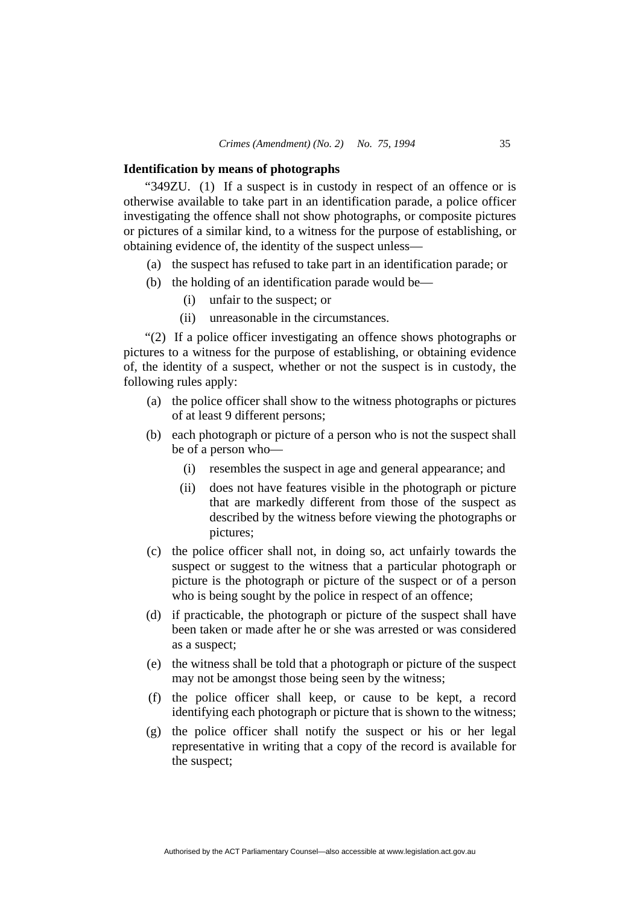**Identification by means of photographs**

"349ZU. (1) If a suspect is in custody in respect of an offence or is otherwise available to take part in an identification parade, a police officer investigating the offence shall not show photographs, or composite pictures or pictures of a similar kind, to a witness for the purpose of establishing, or obtaining evidence of, the identity of the suspect unless—

(a) the suspect has refused to take part in an identification parade; or

(b) the holding of an identification parade would be—

(i) unfair to the suspect; or

(ii) unreasonable in the circumstances.

"(2) If a police officer investigating an offence shows photographs or pictures to a witness for the purpose of establishing, or obtaining evidence of, the identity of a suspect, whether or not the suspect is in custody, the following rules apply:

(a) the police officer shall show to the witness photographs or pictures of at least 9 different persons;

(b) each photograph or picture of a person who is not the suspect shall be of a person who—

(i) resembles the suspect in age and general appearance; and

(ii) does not have features visible in the photograph or picture that are markedly different from those of the suspect as described by the witness before viewing the photographs or pictures;

(c) the police officer shall not, in doing so, act unfairly towards the suspect or suggest to the witness that a particular photograph or picture is the photograph or picture of the suspect or of a person who is being sought by the police in respect of an offence;

(d) if practicable, the photograph or picture of the suspect shall have been taken or made after he or she was arrested or was considered as a suspect;

(e) the witness shall be told that a photograph or picture of the suspect may not be amongst those being seen by the witness;

(f) the police officer shall keep, or cause to be kept, a record identifying each photograph or picture that is shown to the witness;

(g) the police officer shall notify the suspect or his or her legal representative in writing that a copy of the record is available for the suspect;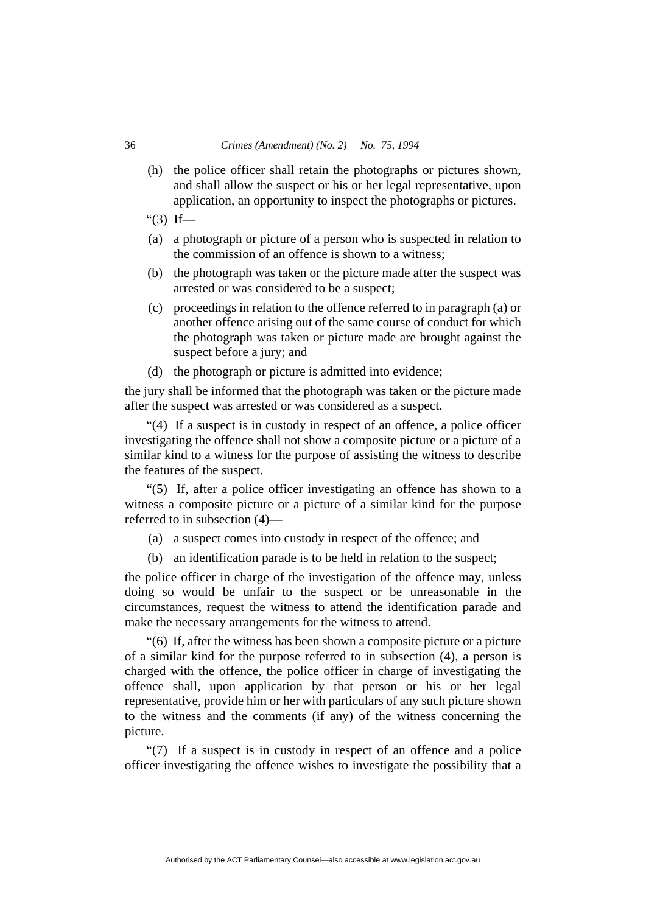(h) the police officer shall retain the photographs or pictures shown, and shall allow the suspect or his or her legal representative, upon application, an opportunity to inspect the photographs or pictures.

"(3) If—

(a) a photograph or picture of a person who is suspected in relation to the commission of an offence is shown to a witness;

(b) the photograph was taken or the picture made after the suspect was arrested or was considered to be a suspect;

(c) proceedings in relation to the offence referred to in paragraph (a) or another offence arising out of the same course of conduct for which the photograph was taken or picture made are brought against the suspect before a jury; and

(d) the photograph or picture is admitted into evidence;

the jury shall be informed that the photograph was taken or the picture made after the suspect was arrested or was considered as a suspect.

"(4) If a suspect is in custody in respect of an offence, a police officer investigating the offence shall not show a composite picture or a picture of a similar kind to a witness for the purpose of assisting the witness to describe the features of the suspect.

"(5) If, after a police officer investigating an offence has shown to a witness a composite picture or a picture of a similar kind for the purpose referred to in subsection (4)—

(a) a suspect comes into custody in respect of the offence; and

(b) an identification parade is to be held in relation to the suspect;

the police officer in charge of the investigation of the offence may, unless doing so would be unfair to the suspect or be unreasonable in the circumstances, request the witness to attend the identification parade and make the necessary arrangements for the witness to attend.

"(6) If, after the witness has been shown a composite picture or a picture of a similar kind for the purpose referred to in subsection (4), a person is charged with the offence, the police officer in charge of investigating the offence shall, upon application by that person or his or her legal representative, provide him or her with particulars of any such picture shown to the witness and the comments (if any) of the witness concerning the picture.

"(7) If a suspect is in custody in respect of an offence and a police officer investigating the offence wishes to investigate the possibility that a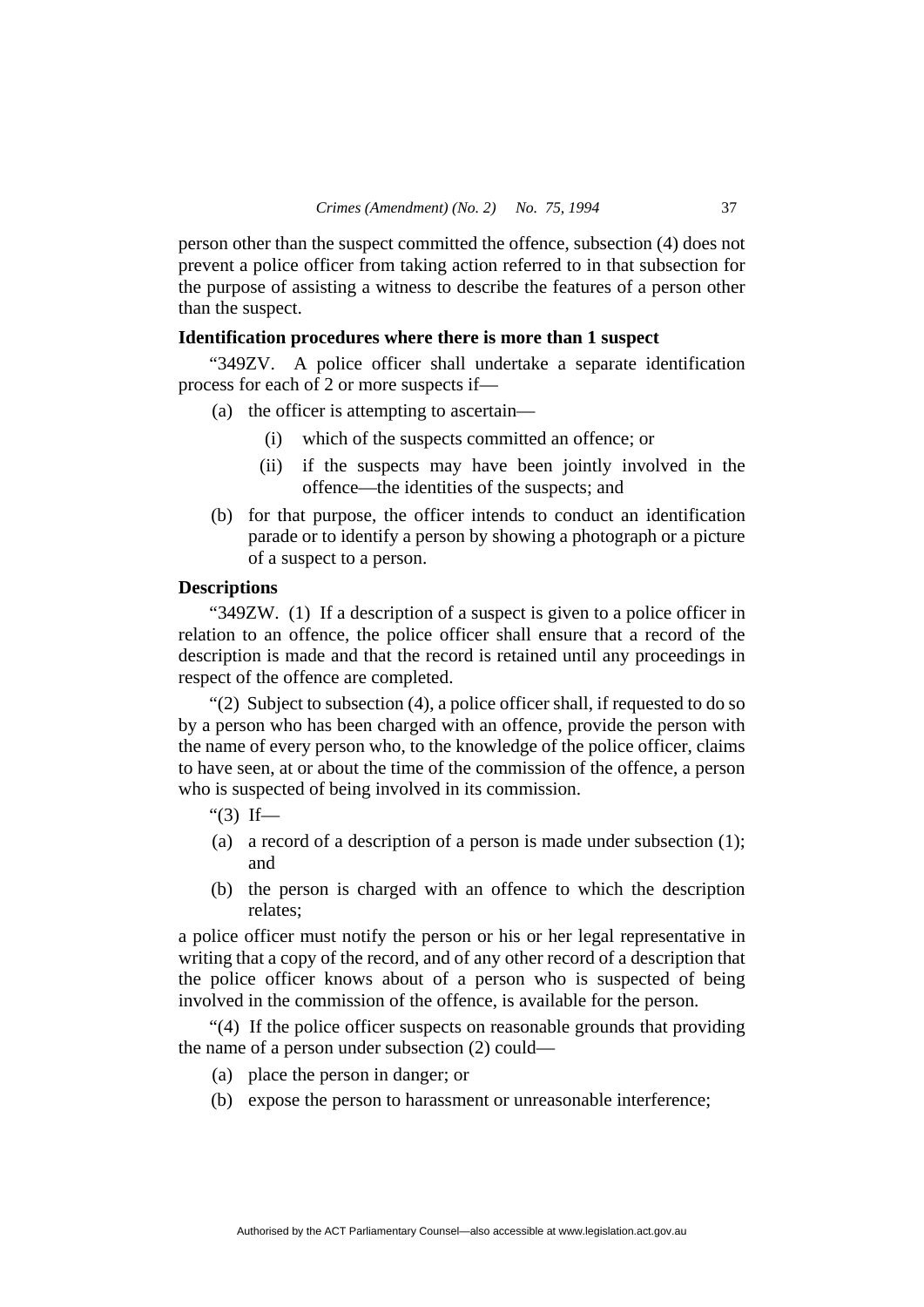person other than the suspect committed the offence, subsection (4) does not prevent a police officer from taking action referred to in that subsection for the purpose of assisting a witness to describe the features of a person other than the suspect.

**Identification procedures where there is more than 1 suspect**

"349ZV. A police officer shall undertake a separate identification process for each of 2 or more suspects if—

(a) the officer is attempting to ascertain—

(i) which of the suspects committed an offence; or

(ii) if the suspects may have been jointly involved in the offence—the identities of the suspects; and

(b) for that purpose, the officer intends to conduct an identification parade or to identify a person by showing a photograph or a picture of a suspect to a person.

**Descriptions**

"349ZW. (1) If a description of a suspect is given to a police officer in relation to an offence, the police officer shall ensure that a record of the description is made and that the record is retained until any proceedings in respect of the offence are completed.

"(2) Subject to subsection (4), a police officer shall, if requested to do so by a person who has been charged with an offence, provide the person with the name of every person who, to the knowledge of the police officer, claims to have seen, at or about the time of the commission of the offence, a person who is suspected of being involved in its commission.

"(3) If—

(a) a record of a description of a person is made under subsection (1); and

(b) the person is charged with an offence to which the description relates;

a police officer must notify the person or his or her legal representative in writing that a copy of the record, and of any other record of a description that the police officer knows about of a person who is suspected of being involved in the commission of the offence, is available for the person.

"(4) If the police officer suspects on reasonable grounds that providing the name of a person under subsection (2) could—

(a) place the person in danger; or

(b) expose the person to harassment or unreasonable interference;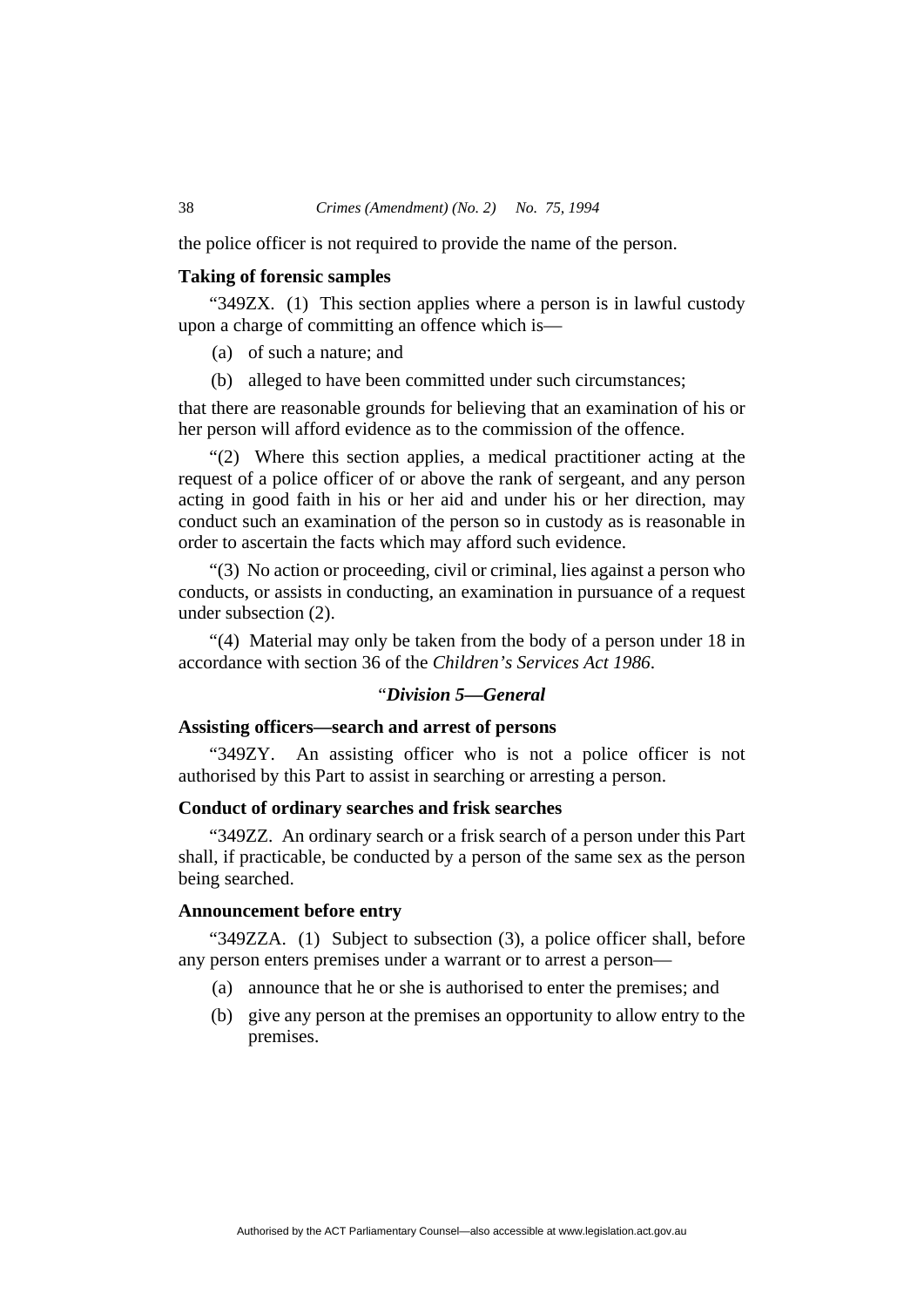the police officer is not required to provide the name of the person.

**Taking of forensic samples**

"349ZX. (1) This section applies where a person is in lawful custody upon a charge of committing an offence which is—

(a) of such a nature; and

(b) alleged to have been committed under such circumstances;

that there are reasonable grounds for believing that an examination of his or her person will afford evidence as to the commission of the offence.

"(2) Where this section applies, a medical practitioner acting at the request of a police officer of or above the rank of sergeant, and any person acting in good faith in his or her aid and under his or her direction, may conduct such an examination of the person so in custody as is reasonable in order to ascertain the facts which may afford such evidence.

"(3) No action or proceeding, civil or criminal, lies against a person who conducts, or assists in conducting, an examination in pursuance of a request under subsection (2).

"(4) Material may only be taken from the body of a person under 18 in accordance with section 36 of the *Children's Services Act 1986*.

"***Division 5—General***

**Assisting officers—search and arrest of persons**

"349ZY. An assisting officer who is not a police officer is not authorised by this Part to assist in searching or arresting a person.

**Conduct of ordinary searches and frisk searches**

"349ZZ. An ordinary search or a frisk search of a person under this Part shall, if practicable, be conducted by a person of the same sex as the person being searched.

**Announcement before entry**

"349ZZA. (1) Subject to subsection (3), a police officer shall, before any person enters premises under a warrant or to arrest a person—

(a) announce that he or she is authorised to enter the premises; and

(b) give any person at the premises an opportunity to allow entry to the premises.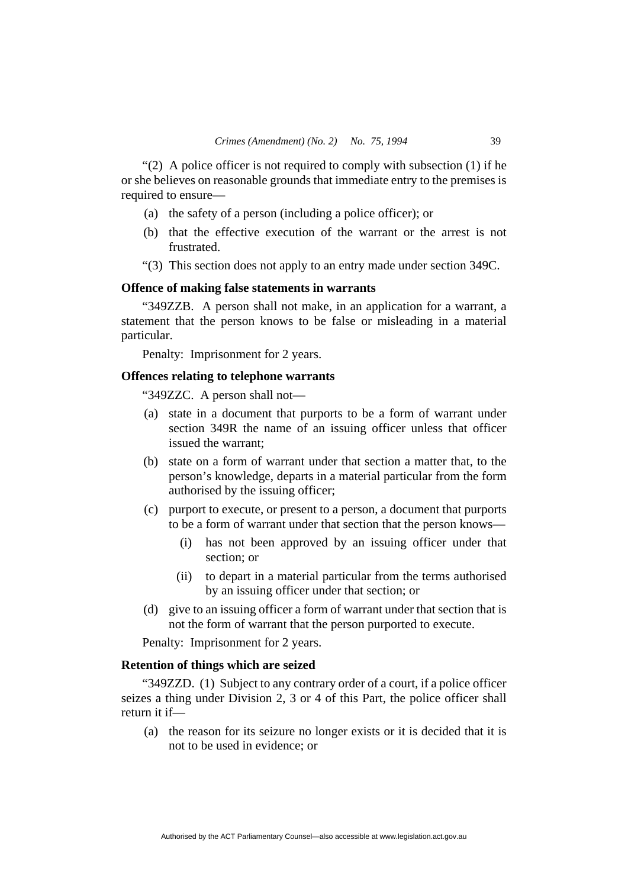"(2) A police officer is not required to comply with subsection (1) if he or she believes on reasonable grounds that immediate entry to the premises is required to ensure—

(a) the safety of a person (including a police officer); or

(b) that the effective execution of the warrant or the arrest is not frustrated.

"(3) This section does not apply to an entry made under section 349C.

**Offence of making false statements in warrants**

"349ZZB. A person shall not make, in an application for a warrant, a statement that the person knows to be false or misleading in a material particular.

Penalty: Imprisonment for 2 years.

**Offences relating to telephone warrants**

"349ZZC. A person shall not—

(a) state in a document that purports to be a form of warrant under section 349R the name of an issuing officer unless that officer issued the warrant;

(b) state on a form of warrant under that section a matter that, to the person's knowledge, departs in a material particular from the form authorised by the issuing officer;

(c) purport to execute, or present to a person, a document that purports to be a form of warrant under that section that the person knows—

  (i) has not been approved by an issuing officer under that section; or

  (ii) to depart in a material particular from the terms authorised by an issuing officer under that section; or

(d) give to an issuing officer a form of warrant under that section that is not the form of warrant that the person purported to execute.

Penalty: Imprisonment for 2 years.

**Retention of things which are seized**

"349ZZD. (1) Subject to any contrary order of a court, if a police officer seizes a thing under Division 2, 3 or 4 of this Part, the police officer shall return it if—

(a) the reason for its seizure no longer exists or it is decided that it is not to be used in evidence; or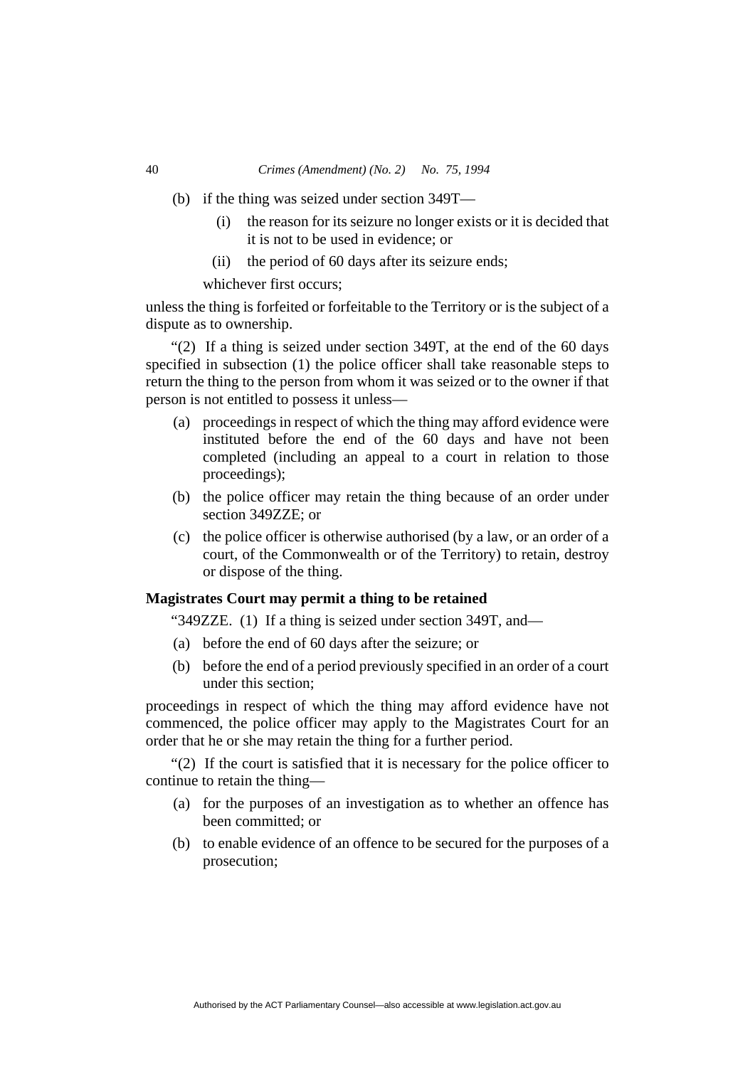(b) if the thing was seized under section 349T—

(i) the reason for its seizure no longer exists or it is decided that it is not to be used in evidence; or

(ii) the period of 60 days after its seizure ends;

whichever first occurs;

unless the thing is forfeited or forfeitable to the Territory or is the subject of a dispute as to ownership.

"(2) If a thing is seized under section 349T, at the end of the 60 days specified in subsection (1) the police officer shall take reasonable steps to return the thing to the person from whom it was seized or to the owner if that person is not entitled to possess it unless—

(a) proceedings in respect of which the thing may afford evidence were instituted before the end of the 60 days and have not been completed (including an appeal to a court in relation to those proceedings);

(b) the police officer may retain the thing because of an order under section 349ZZE; or

(c) the police officer is otherwise authorised (by a law, or an order of a court, of the Commonwealth or of the Territory) to retain, destroy or dispose of the thing.

**Magistrates Court may permit a thing to be retained**

"349ZZE. (1) If a thing is seized under section 349T, and—

(a) before the end of 60 days after the seizure; or

(b) before the end of a period previously specified in an order of a court under this section;

proceedings in respect of which the thing may afford evidence have not commenced, the police officer may apply to the Magistrates Court for an order that he or she may retain the thing for a further period.

"(2) If the court is satisfied that it is necessary for the police officer to continue to retain the thing—

(a) for the purposes of an investigation as to whether an offence has been committed; or

(b) to enable evidence of an offence to be secured for the purposes of a prosecution;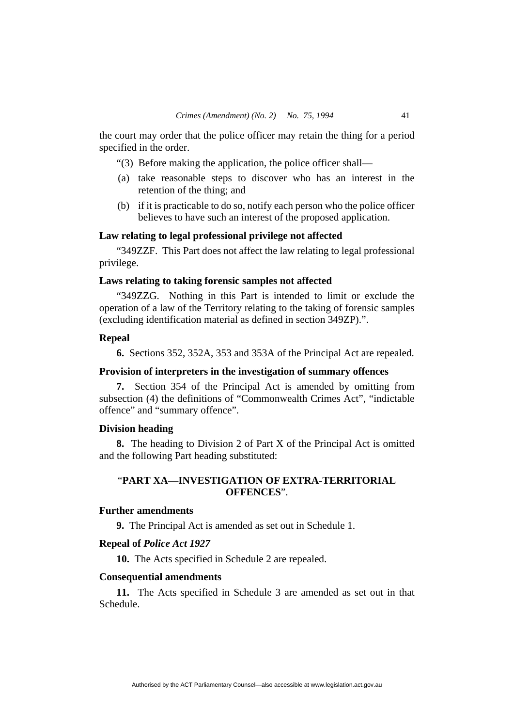the court may order that the police officer may retain the thing for a period specified in the order.

"(3) Before making the application, the police officer shall—

(a) take reasonable steps to discover who has an interest in the retention of the thing; and

(b) if it is practicable to do so, notify each person who the police officer believes to have such an interest of the proposed application.

**Law relating to legal professional privilege not affected**

"349ZZF. This Part does not affect the law relating to legal professional privilege.

**Laws relating to taking forensic samples not affected**

"349ZZG. Nothing in this Part is intended to limit or exclude the operation of a law of the Territory relating to the taking of forensic samples (excluding identification material as defined in section 349ZP).".

**Repeal**

**6.** Sections 352, 352A, 353 and 353A of the Principal Act are repealed.

**Provision of interpreters in the investigation of summary offences**

**7.** Section 354 of the Principal Act is amended by omitting from subsection (4) the definitions of "Commonwealth Crimes Act", "indictable offence" and "summary offence".

**Division heading**

**8.** The heading to Division 2 of Part X of the Principal Act is omitted and the following Part heading substituted:

"**PART XA—INVESTIGATION OF EXTRA-TERRITORIAL OFFENCES**".

**Further amendments**

**9.** The Principal Act is amended as set out in Schedule 1.

**Repeal of *Police Act 1927***

**10.** The Acts specified in Schedule 2 are repealed.

**Consequential amendments**

**11.** The Acts specified in Schedule 3 are amended as set out in that Schedule.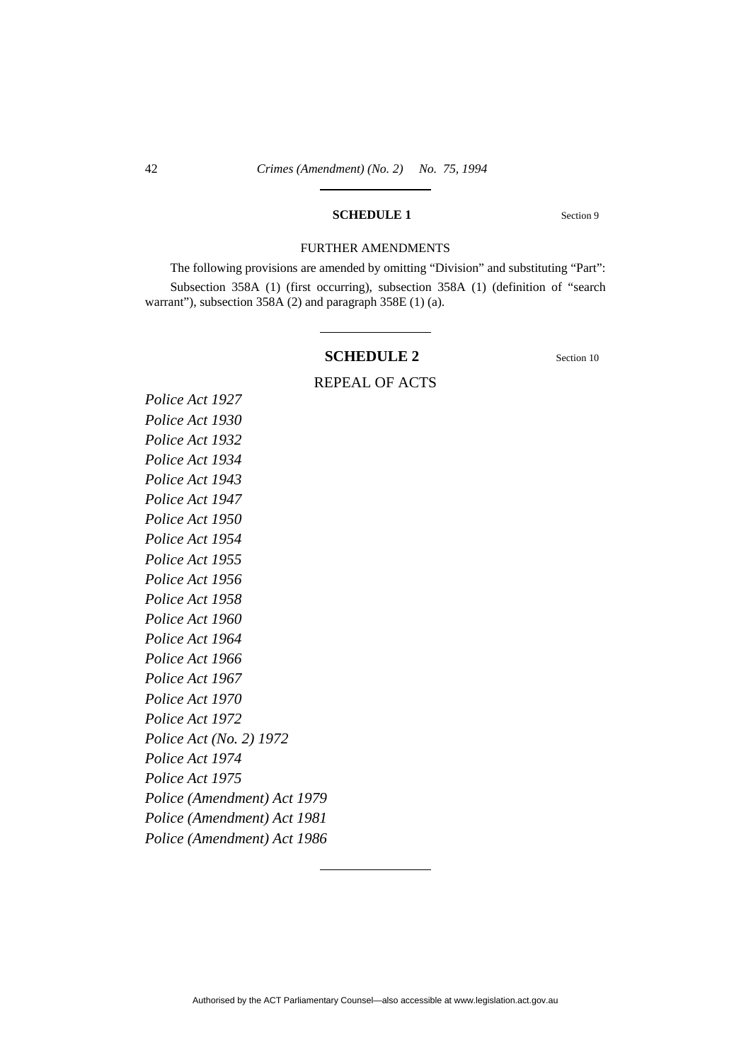## SCHEDULE 1

Section 9

FURTHER AMENDMENTS

The following provisions are amended by omitting "Division" and substituting "Part":

Subsection 358A (1) (first occurring), subsection 358A (1) (definition of "search warrant"), subsection 358A (2) and paragraph 358E (1) (a).

## SCHEDULE 2

Section 10

REPEAL OF ACTS

*Police Act 1927*
*Police Act 1930*
*Police Act 1932*
*Police Act 1934*
*Police Act 1943*
*Police Act 1947*
*Police Act 1950*
*Police Act 1954*
*Police Act 1955*
*Police Act 1956*
*Police Act 1958*
*Police Act 1960*
*Police Act 1964*
*Police Act 1966*
*Police Act 1967*
*Police Act 1970*
*Police Act 1972*
*Police Act (No. 2) 1972*
*Police Act 1974*
*Police Act 1975*
*Police (Amendment) Act 1979*
*Police (Amendment) Act 1981*
*Police (Amendment) Act 1986*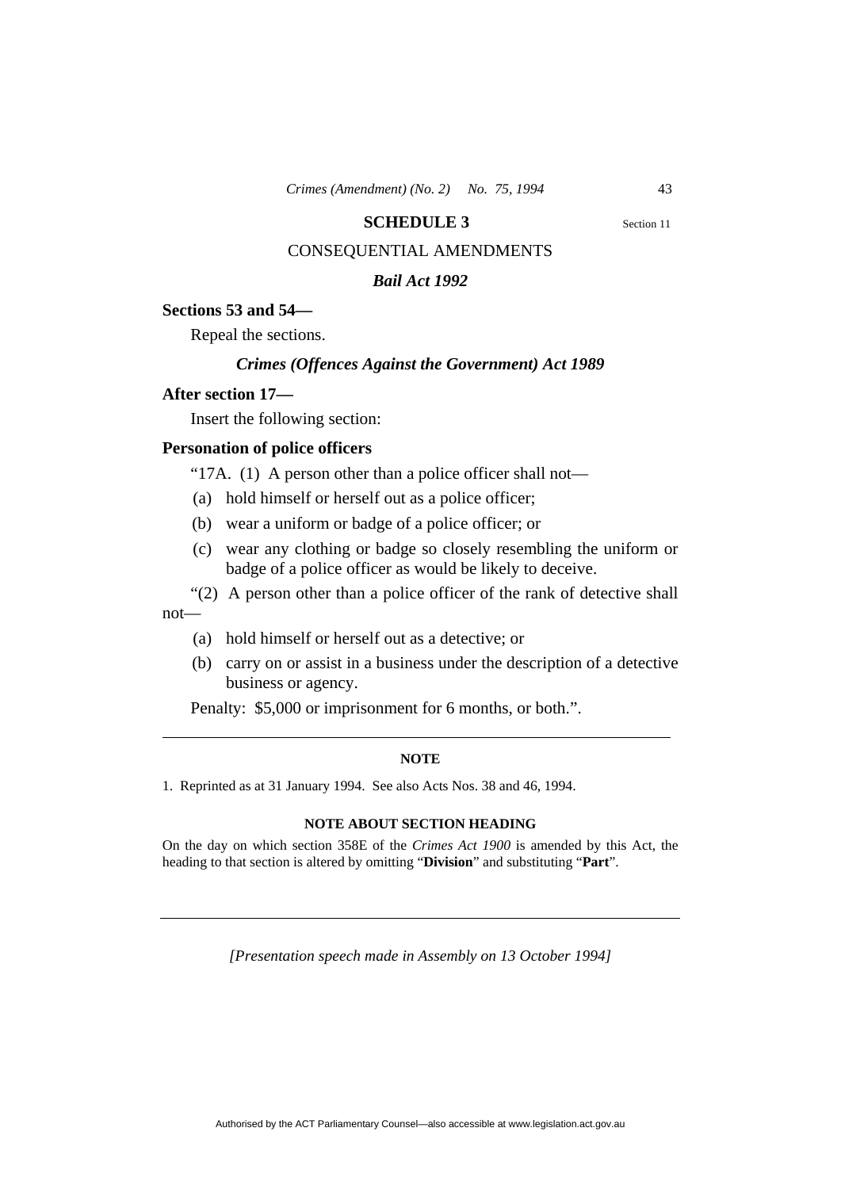## SCHEDULE 3

Section 11

CONSEQUENTIAL AMENDMENTS

### *Bail Act 1992*

**Sections 53 and 54—**

Repeal the sections.

### *Crimes (Offences Against the Government) Act 1989*

**After section 17—**

Insert the following section:

**Personation of police officers**

"17A. (1) A person other than a police officer shall not—

(a) hold himself or herself out as a police officer;

(b) wear a uniform or badge of a police officer; or

(c) wear any clothing or badge so closely resembling the uniform or badge of a police officer as would be likely to deceive.

"(2) A person other than a police officer of the rank of detective shall not—

(a) hold himself or herself out as a detective; or

(b) carry on or assist in a business under the description of a detective business or agency.

Penalty: $5,000 or imprisonment for 6 months, or both.".

---

**NOTE**

1. Reprinted as at 31 January 1994. See also Acts Nos. 38 and 46, 1994.

**NOTE ABOUT SECTION HEADING**

On the day on which section 358E of the *Crimes Act 1900* is amended by this Act, the heading to that section is altered by omitting "**Division**" and substituting "**Part**".

---

*[Presentation speech made in Assembly on 13 October 1994]*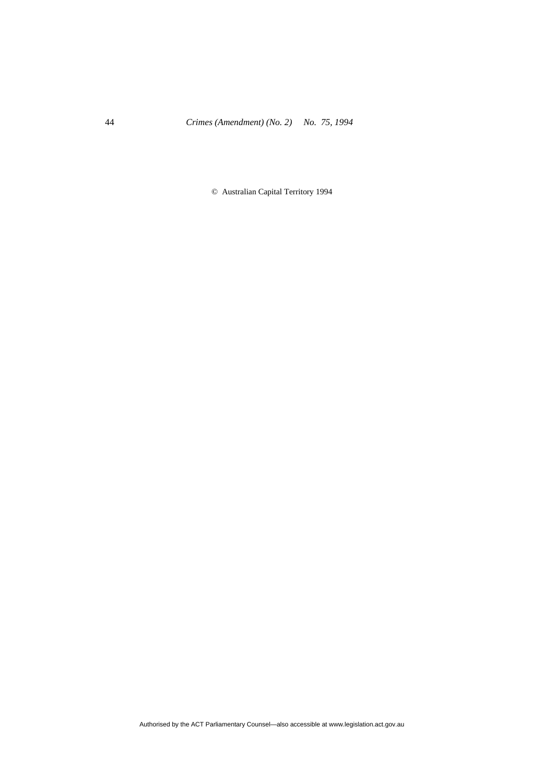© Australian Capital Territory 1994